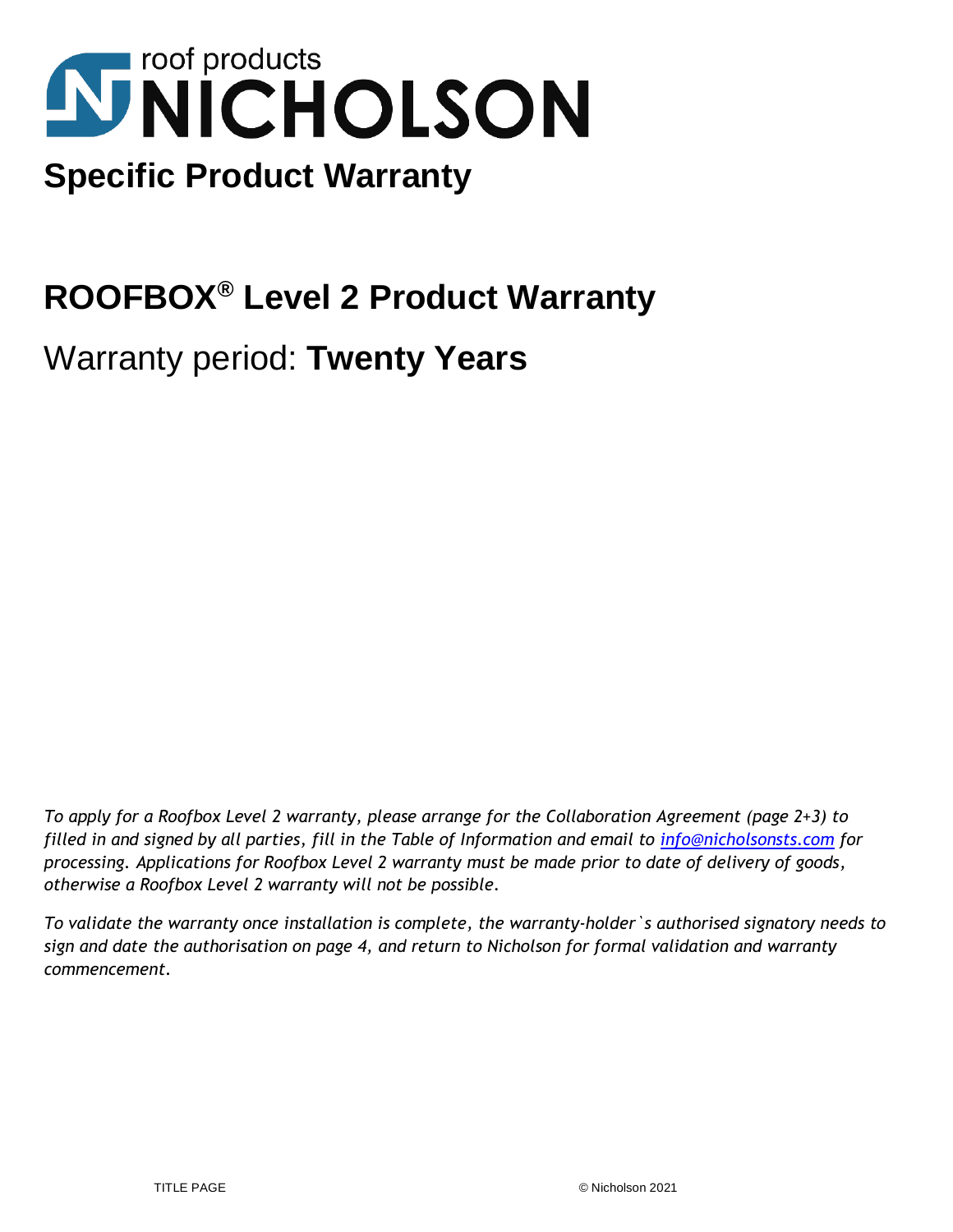roof products

# NICHOLSON

## Specific Product Warranty

# ROOFBOX® Level 2 Product Warranty

## Warranty period: **Twenty Years**

*To apply for a Roofbox Level 2 warranty, please arrange for the Collaboration Agreement (page 2+3) to filled in and signed by all parties, fill in the Table of Information and email to info@nicholsonsts.com for processing. Applications for Roofbox Level 2 warranty must be made prior to date of delivery of goods, otherwise a Roofbox Level 2 warranty will not be possible.*

*To validate the warranty once installation is complete, the warranty-holder`s authorised signatory needs to sign and date the authorisation on page 4, and return to Nicholson for formal validation and warranty commencement.*

TITLE PAGE © Nicholson 2021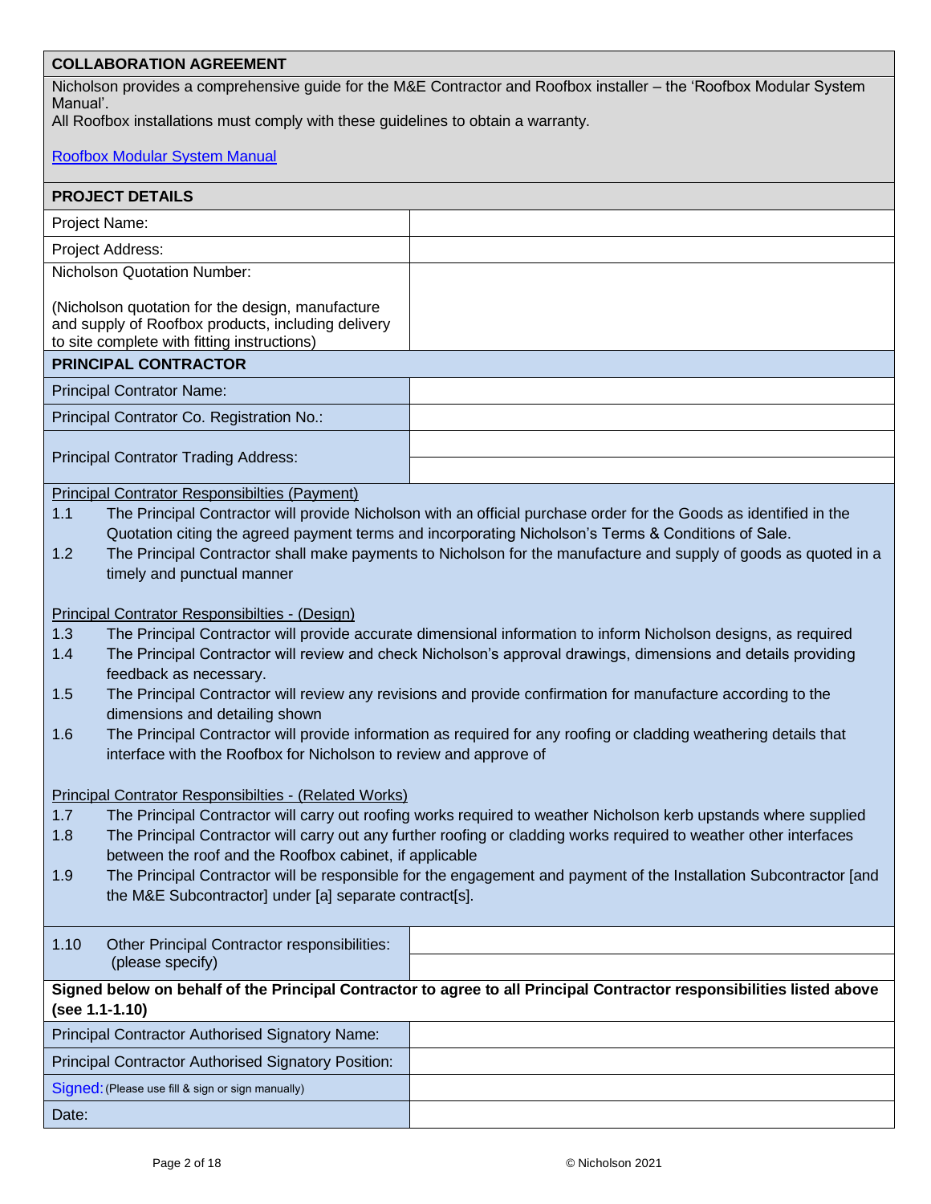## COLLABORATION AGREEMENT

Nicholson provides a comprehensive guide for the M&E Contractor and Roofbox installer – the 'Roofbox Modular System Manual'.
All Roofbox installations must comply with these guidelines to obtain a warranty.

Roofbox Modular System Manual

## PROJECT DETAILS

| | |
|---|---|
| Project Name: | |
| Project Address: | |
| Nicholson Quotation Number:<br><br>(Nicholson quotation for the design, manufacture and supply of Roofbox products, including delivery to site complete with fitting instructions) | |

## PRINCIPAL CONTRACTOR

| | |
|---|---|
| Principal Contrator Name: | |
| Principal Contractor Co. Registration No.: | |
| Principal Contrator Trading Address: | |
| | |

Principal Contrator Responsibilties (Payment)

1.1 The Principal Contractor will provide Nicholson with an official purchase order for the Goods as identified in the Quotation citing the agreed payment terms and incorporating Nicholson's Terms & Conditions of Sale.

1.2 The Principal Contractor shall make payments to Nicholson for the manufacture and supply of goods as quoted in a timely and punctual manner

Principal Contrator Responsibilties - (Design)

1.3 The Principal Contractor will provide accurate dimensional information to inform Nicholson designs, as required

1.4 The Principal Contractor will review and check Nicholson's approval drawings, dimensions and details providing feedback as necessary.

1.5 The Principal Contractor will review any revisions and provide confirmation for manufacture according to the dimensions and detailing shown

1.6 The Principal Contractor will provide information as required for any roofing or cladding weathering details that interface with the Roofbox for Nicholson to review and approve of

Principal Contrator Responsibilties - (Related Works)

1.7 The Principal Contractor will carry out roofing works required to weather Nicholson kerb upstands where supplied

1.8 The Principal Contractor will carry out any further roofing or cladding works required to weather other interfaces between the roof and the Roofbox cabinet, if applicable

1.9 The Principal Contractor will be responsible for the engagement and payment of the Installation Subcontractor [and the M&E Subcontractor] under [a] separate contract[s].

| | |
|---|---|
| 1.10 Other Principal Contractor responsibilities: (please specify) | |
| | |

**Signed below on behalf of the Principal Contractor to agree to all Principal Contractor responsibilities listed above (see 1.1-1.10)**

| | |
|---|---|
| Principal Contractor Authorised Signatory Name: | |
| Principal Contractor Authorised Signatory Position: | |
| Signed: (Please use fill & sign or sign manually) | |
| Date: | |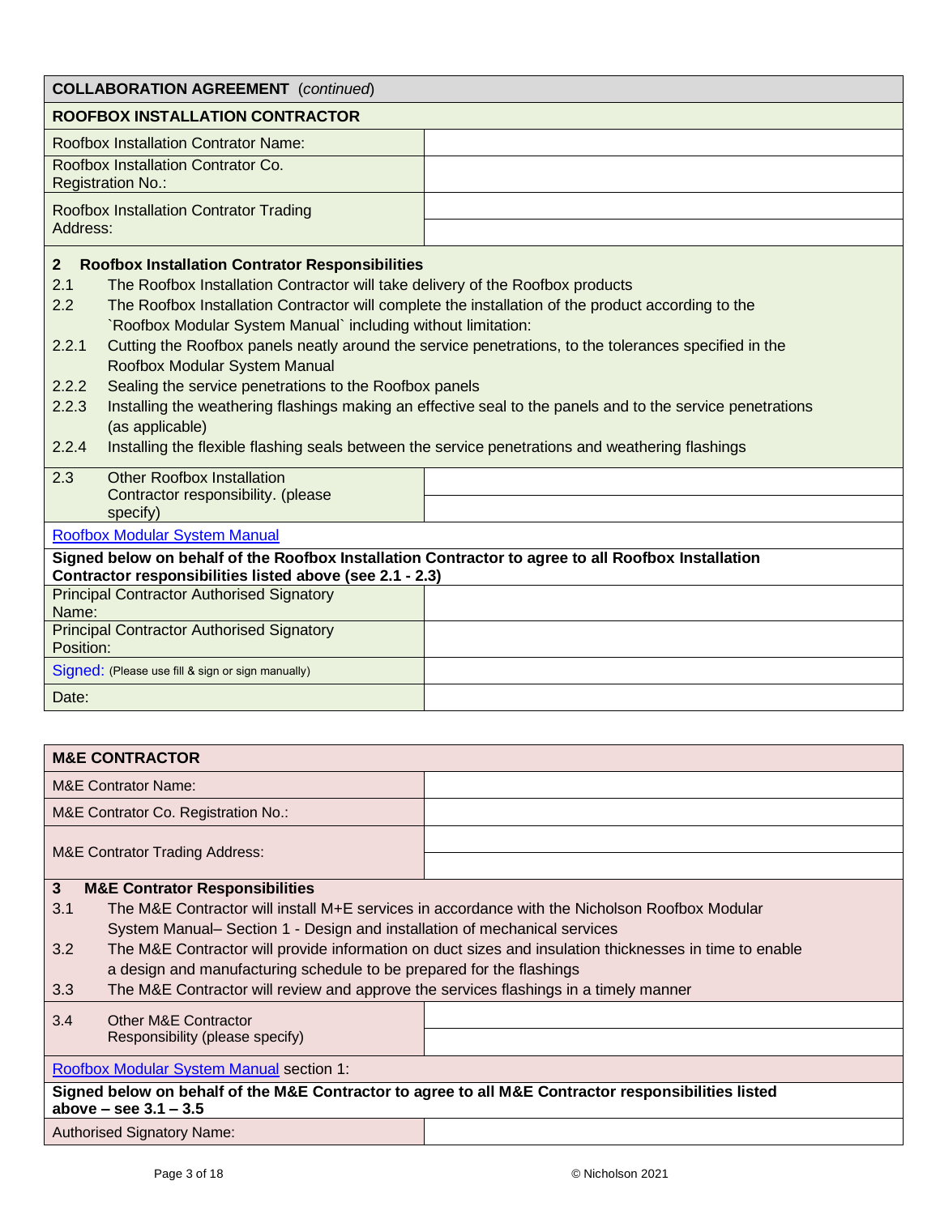| COLLABORATION AGREEMENT *(continued)* | |
|---|---|
| **ROOFBOX INSTALLATION CONTRACTOR** | |
| Roofbox Installation Contrator Name: | |
| Roofbox Installation Contrator Co. Registration No.: | |
| Roofbox Installation Contrator Trading Address: | |
| | |

**2 Roofbox Installation Contrator Responsibilities**

2.1 The Roofbox Installation Contractor will take delivery of the Roofbox products

2.2 The Roofbox Installation Contractor will complete the installation of the product according to the `Roofbox Modular System Manual` including without limitation:

2.2.1 Cutting the Roofbox panels neatly around the service penetrations, to the tolerances specified in the Roofbox Modular System Manual

2.2.2 Sealing the service penetrations to the Roofbox panels

2.2.3 Installing the weathering flashings making an effective seal to the panels and to the service penetrations (as applicable)

2.2.4 Installing the flexible flashing seals between the service penetrations and weathering flashings

| | |
|---|---|
| 2.3 Other Roofbox Installation Contractor responsibility. (please specify) | |
| | |

Roofbox Modular System Manual

**Signed below on behalf of the Roofbox Installation Contractor to agree to all Roofbox Installation Contractor responsibilities listed above (see 2.1 - 2.3)**

| | |
|---|---|
| Principal Contractor Authorised Signatory Name: | |
| Principal Contractor Authorised Signatory Position: | |
| Signed: (Please use fill & sign or sign manually) | |
| Date: | |

| **M&E CONTRACTOR** | |
|---|---|
| M&E Contrator Name: | |
| M&E Contrator Co. Registration No.: | |
| M&E Contrator Trading Address: | |
| | |

**3 M&E Contrator Responsibilities**

3.1 The M&E Contractor will install M+E services in accordance with the Nicholson Roofbox Modular System Manual– Section 1 - Design and installation of mechanical services

3.2 The M&E Contractor will provide information on duct sizes and insulation thicknesses in time to enable a design and manufacturing schedule to be prepared for the flashings

3.3 The M&E Contractor will review and approve the services flashings in a timely manner

| | |
|---|---|
| 3.4 Other M&E Contractor Responsibility (please specify) | |
| | |

Roofbox Modular System Manual section 1:

**Signed below on behalf of the M&E Contractor to agree to all M&E Contractor responsibilities listed above – see 3.1 – 3.5**

| | |
|---|---|
| Authorised Signatory Name: | |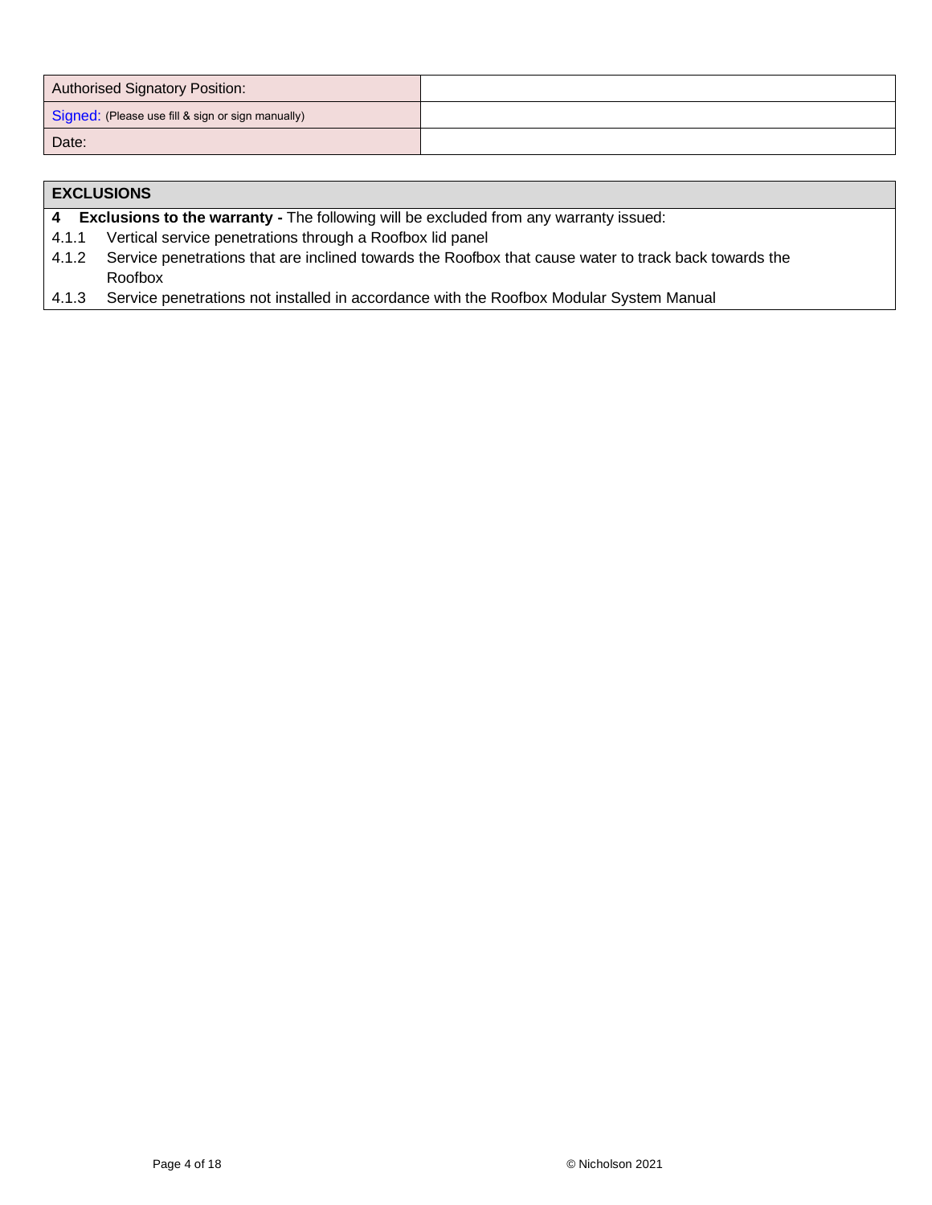| Authorised Signatory Position: | |
|---|---|
| Signed: (Please use fill & sign or sign manually) | |
| Date: | |

## EXCLUSIONS

**4 Exclusions to the warranty -** The following will be excluded from any warranty issued:

4.1.1 Vertical service penetrations through a Roofbox lid panel

4.1.2 Service penetrations that are inclined towards the Roofbox that cause water to track back towards the Roofbox

4.1.3 Service penetrations not installed in accordance with the Roofbox Modular System Manual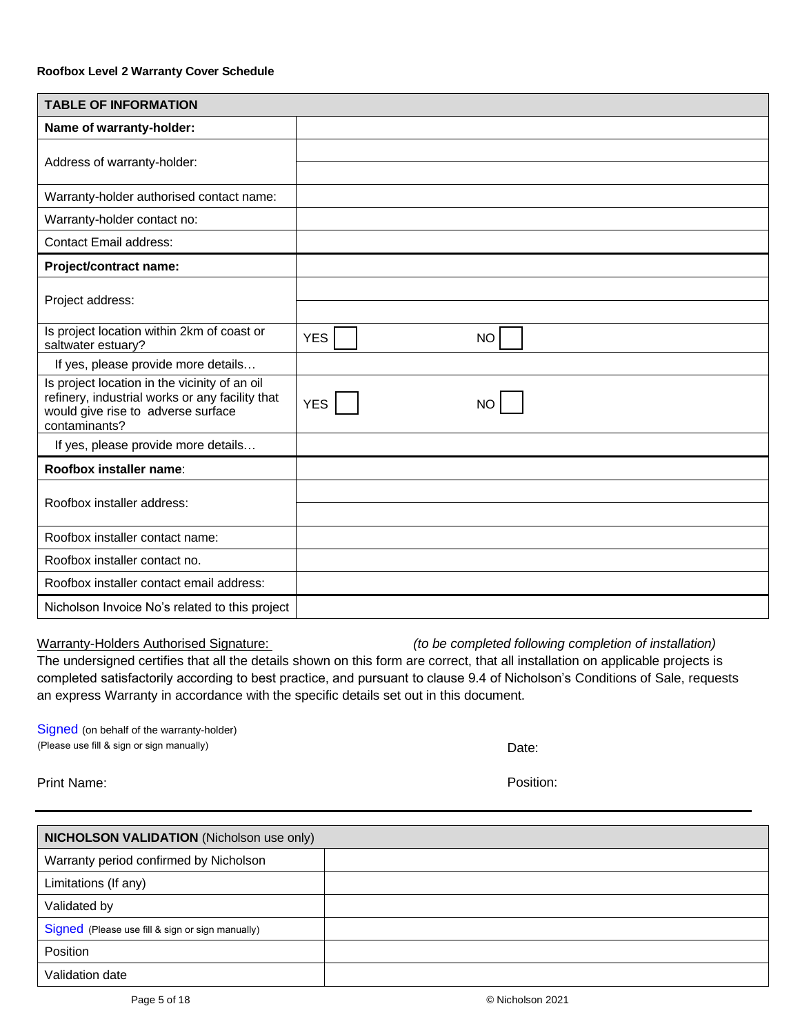**Roofbox Level 2 Warranty Cover Schedule**

| TABLE OF INFORMATION | |
|---|---|
| **Name of warranty-holder:** | |
| Address of warranty-holder: | |
| | |
| Warranty-holder authorised contact name: | |
| Warranty-holder contact no: | |
| Contact Email address: | |
| **Project/contract name:** | |
| Project address: | |
| | |
| Is project location within 2km of coast or saltwater estuary? | YES ☐ NO ☐ |
| If yes, please provide more details… | |
| Is project location in the vicinity of an oil refinery, industrial works or any facility that would give rise to adverse surface contaminants? | YES ☐ NO ☐ |
| If yes, please provide more details… | |
| **Roofbox installer name**: | |
| Roofbox installer address: | |
| | |
| Roofbox installer contact name: | |
| Roofbox installer contact no. | |
| Roofbox installer contact email address: | |
| Nicholson Invoice No's related to this project | |

Warranty-Holders Authorised Signature: *(to be completed following completion of installation)*

The undersigned certifies that all the details shown on this form are correct, that all installation on applicable projects is completed satisfactorily according to best practice, and pursuant to clause 9.4 of Nicholson's Conditions of Sale, requests an express Warranty in accordance with the specific details set out in this document.

Signed (on behalf of the warranty-holder)
(Please use fill & sign or sign manually)

Date:

Print Name:

Position:

---

| **NICHOLSON VALIDATION** (Nicholson use only) | |
|---|---|
| Warranty period confirmed by Nicholson | |
| Limitations (If any) | |
| Validated by | |
| Signed (Please use fill & sign or sign manually) | |
| Position | |
| Validation date | |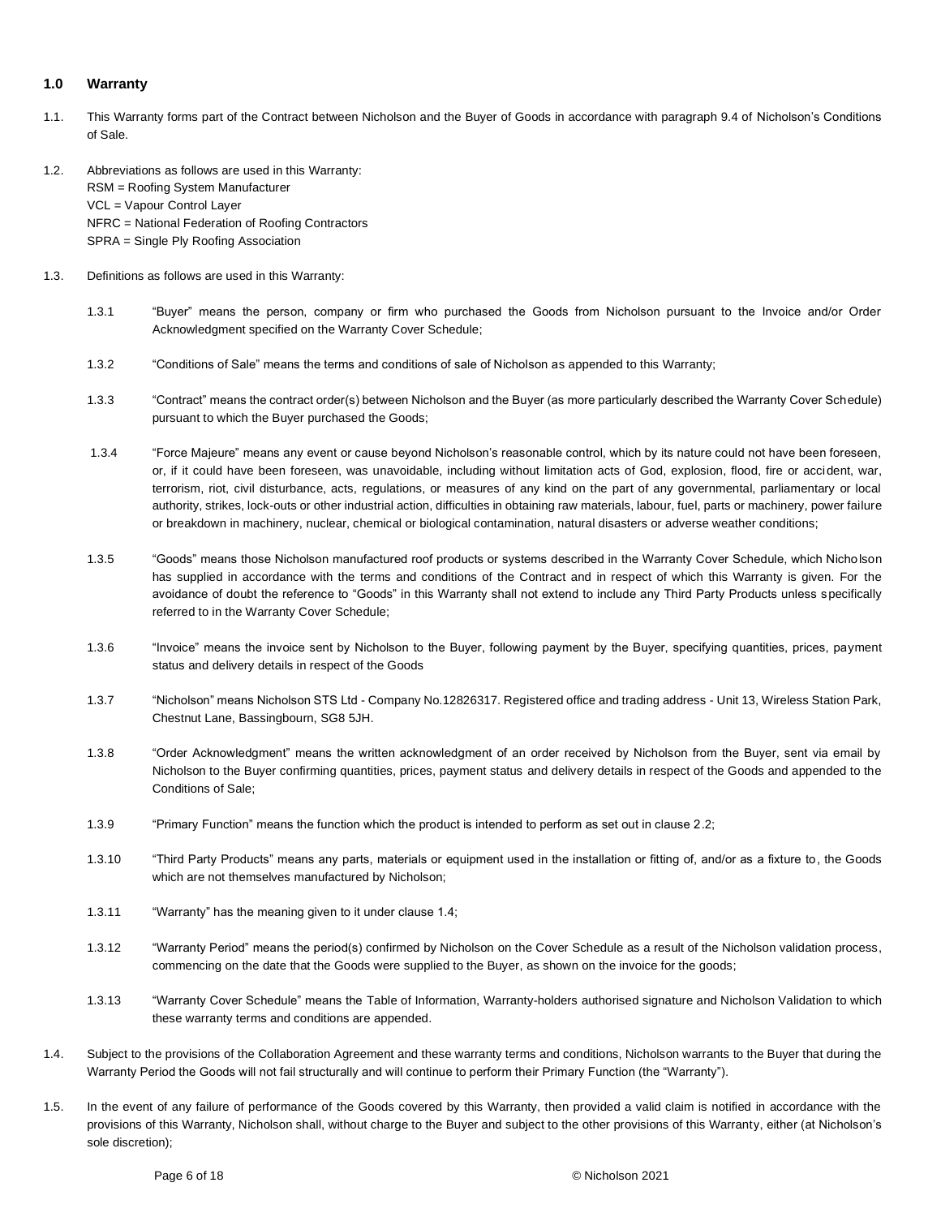## 1.0 Warranty

1.1. This Warranty forms part of the Contract between Nicholson and the Buyer of Goods in accordance with paragraph 9.4 of Nicholson's Conditions of Sale.

1.2. Abbreviations as follows are used in this Warranty:
RSM = Roofing System Manufacturer
VCL = Vapour Control Layer
NFRC = National Federation of Roofing Contractors
SPRA = Single Ply Roofing Association

1.3. Definitions as follows are used in this Warranty:

1.3.1 "Buyer" means the person, company or firm who purchased the Goods from Nicholson pursuant to the Invoice and/or Order Acknowledgment specified on the Warranty Cover Schedule;

1.3.2 "Conditions of Sale" means the terms and conditions of sale of Nicholson as appended to this Warranty;

1.3.3 "Contract" means the contract order(s) between Nicholson and the Buyer (as more particularly described the Warranty Cover Schedule) pursuant to which the Buyer purchased the Goods;

1.3.4 "Force Majeure" means any event or cause beyond Nicholson's reasonable control, which by its nature could not have been foreseen, or, if it could have been foreseen, was unavoidable, including without limitation acts of God, explosion, flood, fire or accident, war, terrorism, riot, civil disturbance, acts, regulations, or measures of any kind on the part of any governmental, parliamentary or local authority, strikes, lock-outs or other industrial action, difficulties in obtaining raw materials, labour, fuel, parts or machinery, power failure or breakdown in machinery, nuclear, chemical or biological contamination, natural disasters or adverse weather conditions;

1.3.5 "Goods" means those Nicholson manufactured roof products or systems described in the Warranty Cover Schedule, which Nicholson has supplied in accordance with the terms and conditions of the Contract and in respect of which this Warranty is given. For the avoidance of doubt the reference to "Goods" in this Warranty shall not extend to include any Third Party Products unless specifically referred to in the Warranty Cover Schedule;

1.3.6 "Invoice" means the invoice sent by Nicholson to the Buyer, following payment by the Buyer, specifying quantities, prices, payment status and delivery details in respect of the Goods

1.3.7 "Nicholson" means Nicholson STS Ltd - Company No.12826317. Registered office and trading address - Unit 13, Wireless Station Park, Chestnut Lane, Bassingbourn, SG8 5JH.

1.3.8 "Order Acknowledgment" means the written acknowledgment of an order received by Nicholson from the Buyer, sent via email by Nicholson to the Buyer confirming quantities, prices, payment status and delivery details in respect of the Goods and appended to the Conditions of Sale;

1.3.9 "Primary Function" means the function which the product is intended to perform as set out in clause 2.2;

1.3.10 "Third Party Products" means any parts, materials or equipment used in the installation or fitting of, and/or as a fixture to, the Goods which are not themselves manufactured by Nicholson;

1.3.11 "Warranty" has the meaning given to it under clause 1.4;

1.3.12 "Warranty Period" means the period(s) confirmed by Nicholson on the Cover Schedule as a result of the Nicholson validation process, commencing on the date that the Goods were supplied to the Buyer, as shown on the invoice for the goods;

1.3.13 "Warranty Cover Schedule" means the Table of Information, Warranty-holders authorised signature and Nicholson Validation to which these warranty terms and conditions are appended.

1.4. Subject to the provisions of the Collaboration Agreement and these warranty terms and conditions, Nicholson warrants to the Buyer that during the Warranty Period the Goods will not fail structurally and will continue to perform their Primary Function (the "Warranty").

1.5. In the event of any failure of performance of the Goods covered by this Warranty, then provided a valid claim is notified in accordance with the provisions of this Warranty, Nicholson shall, without charge to the Buyer and subject to the other provisions of this Warranty, either (at Nicholson's sole discretion);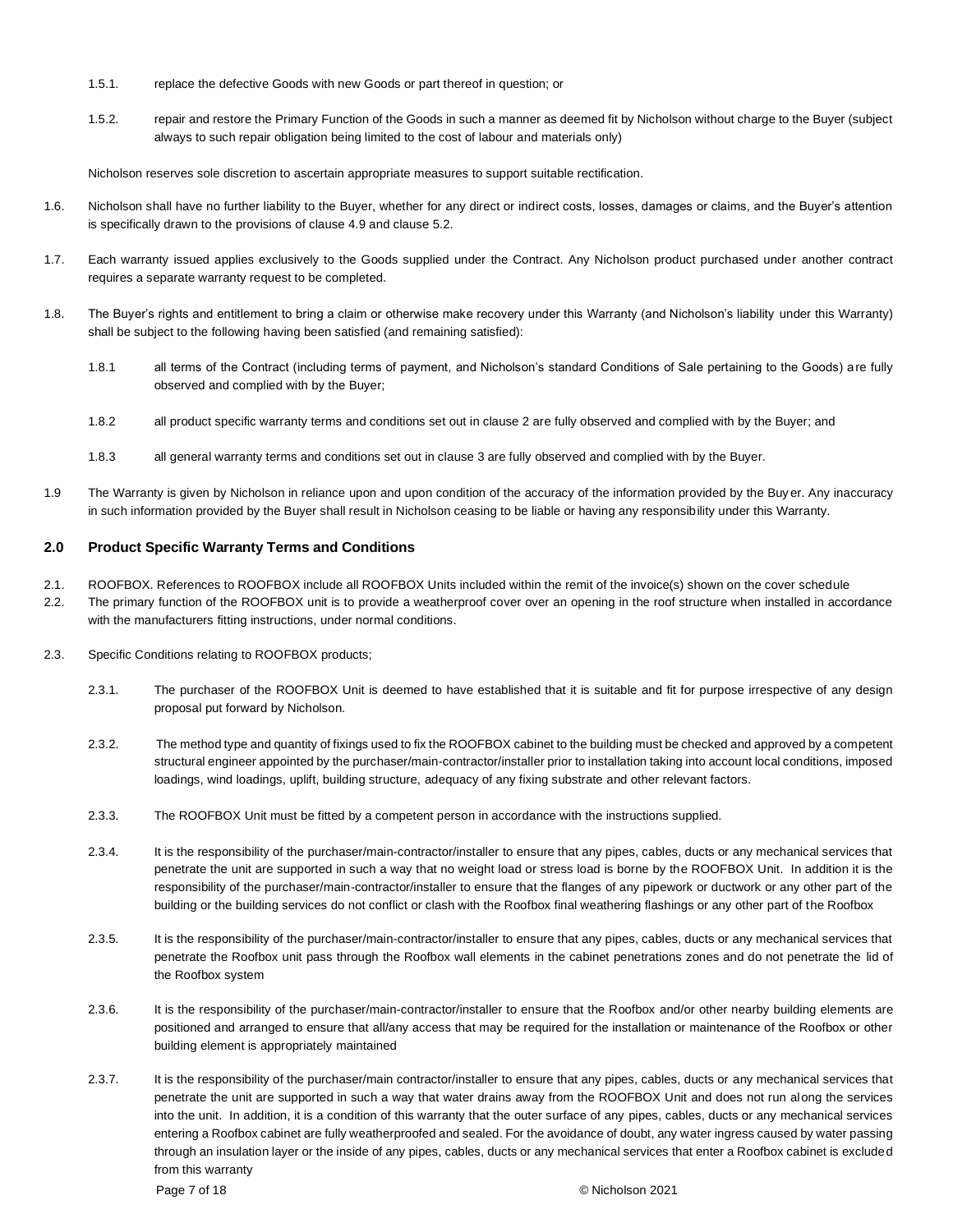1.5.1. replace the defective Goods with new Goods or part thereof in question; or

1.5.2. repair and restore the Primary Function of the Goods in such a manner as deemed fit by Nicholson without charge to the Buyer (subject always to such repair obligation being limited to the cost of labour and materials only)

Nicholson reserves sole discretion to ascertain appropriate measures to support suitable rectification.

1.6. Nicholson shall have no further liability to the Buyer, whether for any direct or indirect costs, losses, damages or claims, and the Buyer's attention is specifically drawn to the provisions of clause 4.9 and clause 5.2.

1.7. Each warranty issued applies exclusively to the Goods supplied under the Contract. Any Nicholson product purchased under another contract requires a separate warranty request to be completed.

1.8. The Buyer's rights and entitlement to bring a claim or otherwise make recovery under this Warranty (and Nicholson's liability under this Warranty) shall be subject to the following having been satisfied (and remaining satisfied):

1.8.1 all terms of the Contract (including terms of payment, and Nicholson's standard Conditions of Sale pertaining to the Goods) are fully observed and complied with by the Buyer;

1.8.2 all product specific warranty terms and conditions set out in clause 2 are fully observed and complied with by the Buyer; and

1.8.3 all general warranty terms and conditions set out in clause 3 are fully observed and complied with by the Buyer.

1.9 The Warranty is given by Nicholson in reliance upon and upon condition of the accuracy of the information provided by the Buyer. Any inaccuracy in such information provided by the Buyer shall result in Nicholson ceasing to be liable or having any responsibility under this Warranty.

## 2.0 Product Specific Warranty Terms and Conditions

2.1. ROOFBOX. References to ROOFBOX include all ROOFBOX Units included within the remit of the invoice(s) shown on the cover schedule

2.2. The primary function of the ROOFBOX unit is to provide a weatherproof cover over an opening in the roof structure when installed in accordance with the manufacturers fitting instructions, under normal conditions.

2.3. Specific Conditions relating to ROOFBOX products;

2.3.1. The purchaser of the ROOFBOX Unit is deemed to have established that it is suitable and fit for purpose irrespective of any design proposal put forward by Nicholson.

2.3.2. The method type and quantity of fixings used to fix the ROOFBOX cabinet to the building must be checked and approved by a competent structural engineer appointed by the purchaser/main-contractor/installer prior to installation taking into account local conditions, imposed loadings, wind loadings, uplift, building structure, adequacy of any fixing substrate and other relevant factors.

2.3.3. The ROOFBOX Unit must be fitted by a competent person in accordance with the instructions supplied.

2.3.4. It is the responsibility of the purchaser/main-contractor/installer to ensure that any pipes, cables, ducts or any mechanical services that penetrate the unit are supported in such a way that no weight load or stress load is borne by the ROOFBOX Unit. In addition it is the responsibility of the purchaser/main-contractor/installer to ensure that the flanges of any pipework or ductwork or any other part of the building or the building services do not conflict or clash with the Roofbox final weathering flashings or any other part of the Roofbox

2.3.5. It is the responsibility of the purchaser/main-contractor/installer to ensure that any pipes, cables, ducts or any mechanical services that penetrate the Roofbox unit pass through the Roofbox wall elements in the cabinet penetrations zones and do not penetrate the lid of the Roofbox system

2.3.6. It is the responsibility of the purchaser/main-contractor/installer to ensure that the Roofbox and/or other nearby building elements are positioned and arranged to ensure that all/any access that may be required for the installation or maintenance of the Roofbox or other building element is appropriately maintained

2.3.7. It is the responsibility of the purchaser/main contractor/installer to ensure that any pipes, cables, ducts or any mechanical services that penetrate the unit are supported in such a way that water drains away from the ROOFBOX Unit and does not run along the services into the unit. In addition, it is a condition of this warranty that the outer surface of any pipes, cables, ducts or any mechanical services entering a Roofbox cabinet are fully weatherproofed and sealed. For the avoidance of doubt, any water ingress caused by water passing through an insulation layer or the inside of any pipes, cables, ducts or any mechanical services that enter a Roofbox cabinet is excluded from this warranty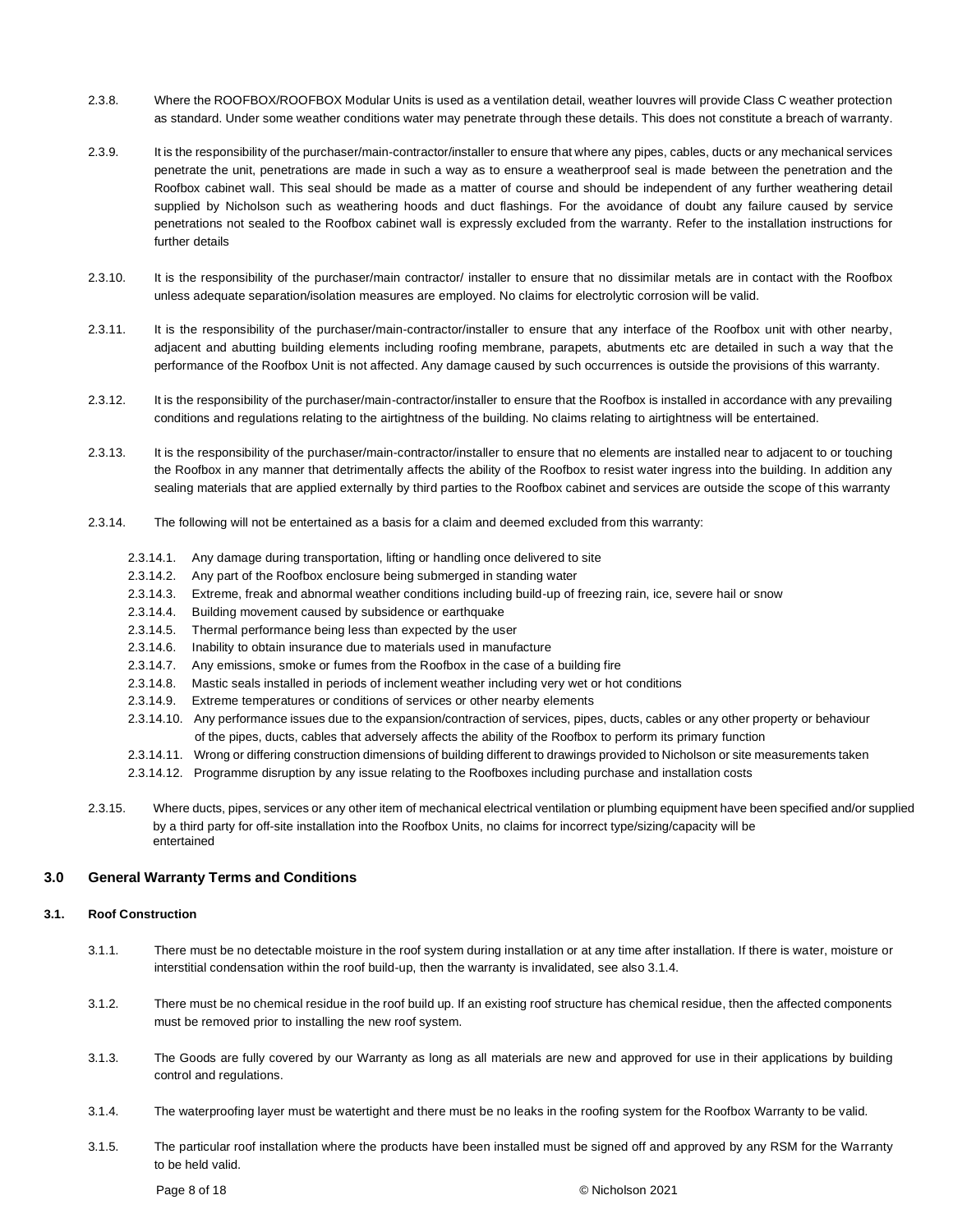2.3.8. Where the ROOFBOX/ROOFBOX Modular Units is used as a ventilation detail, weather louvres will provide Class C weather protection as standard. Under some weather conditions water may penetrate through these details. This does not constitute a breach of warranty.

2.3.9. It is the responsibility of the purchaser/main-contractor/installer to ensure that where any pipes, cables, ducts or any mechanical services penetrate the unit, penetrations are made in such a way as to ensure a weatherproof seal is made between the penetration and the Roofbox cabinet wall. This seal should be made as a matter of course and should be independent of any further weathering detail supplied by Nicholson such as weathering hoods and duct flashings. For the avoidance of doubt any failure caused by service penetrations not sealed to the Roofbox cabinet wall is expressly excluded from the warranty. Refer to the installation instructions for further details

2.3.10. It is the responsibility of the purchaser/main contractor/ installer to ensure that no dissimilar metals are in contact with the Roofbox unless adequate separation/isolation measures are employed. No claims for electrolytic corrosion will be valid.

2.3.11. It is the responsibility of the purchaser/main-contractor/installer to ensure that any interface of the Roofbox unit with other nearby, adjacent and abutting building elements including roofing membrane, parapets, abutments etc are detailed in such a way that the performance of the Roofbox Unit is not affected. Any damage caused by such occurrences is outside the provisions of this warranty.

2.3.12. It is the responsibility of the purchaser/main-contractor/installer to ensure that the Roofbox is installed in accordance with any prevailing conditions and regulations relating to the airtightness of the building. No claims relating to airtightness will be entertained.

2.3.13. It is the responsibility of the purchaser/main-contractor/installer to ensure that no elements are installed near to adjacent to or touching the Roofbox in any manner that detrimentally affects the ability of the Roofbox to resist water ingress into the building. In addition any sealing materials that are applied externally by third parties to the Roofbox cabinet and services are outside the scope of this warranty

2.3.14. The following will not be entertained as a basis for a claim and deemed excluded from this warranty:

- 2.3.14.1. Any damage during transportation, lifting or handling once delivered to site
- 2.3.14.2. Any part of the Roofbox enclosure being submerged in standing water
- 2.3.14.3. Extreme, freak and abnormal weather conditions including build-up of freezing rain, ice, severe hail or snow
- 2.3.14.4. Building movement caused by subsidence or earthquake
- 2.3.14.5. Thermal performance being less than expected by the user
- 2.3.14.6. Inability to obtain insurance due to materials used in manufacture
- 2.3.14.7. Any emissions, smoke or fumes from the Roofbox in the case of a building fire
- 2.3.14.8. Mastic seals installed in periods of inclement weather including very wet or hot conditions
- 2.3.14.9. Extreme temperatures or conditions of services or other nearby elements
- 2.3.14.10. Any performance issues due to the expansion/contraction of services, pipes, ducts, cables or any other property or behaviour of the pipes, ducts, cables that adversely affects the ability of the Roofbox to perform its primary function
- 2.3.14.11. Wrong or differing construction dimensions of building different to drawings provided to Nicholson or site measurements taken
- 2.3.14.12. Programme disruption by any issue relating to the Roofboxes including purchase and installation costs

2.3.15. Where ducts, pipes, services or any other item of mechanical electrical ventilation or plumbing equipment have been specified and/or supplied by a third party for off-site installation into the Roofbox Units, no claims for incorrect type/sizing/capacity will be entertained

## 3.0 General Warranty Terms and Conditions

### 3.1. Roof Construction

3.1.1. There must be no detectable moisture in the roof system during installation or at any time after installation. If there is water, moisture or interstitial condensation within the roof build-up, then the warranty is invalidated, see also 3.1.4.

3.1.2. There must be no chemical residue in the roof build up. If an existing roof structure has chemical residue, then the affected components must be removed prior to installing the new roof system.

3.1.3. The Goods are fully covered by our Warranty as long as all materials are new and approved for use in their applications by building control and regulations.

3.1.4. The waterproofing layer must be watertight and there must be no leaks in the roofing system for the Roofbox Warranty to be valid.

3.1.5. The particular roof installation where the products have been installed must be signed off and approved by any RSM for the Warranty to be held valid.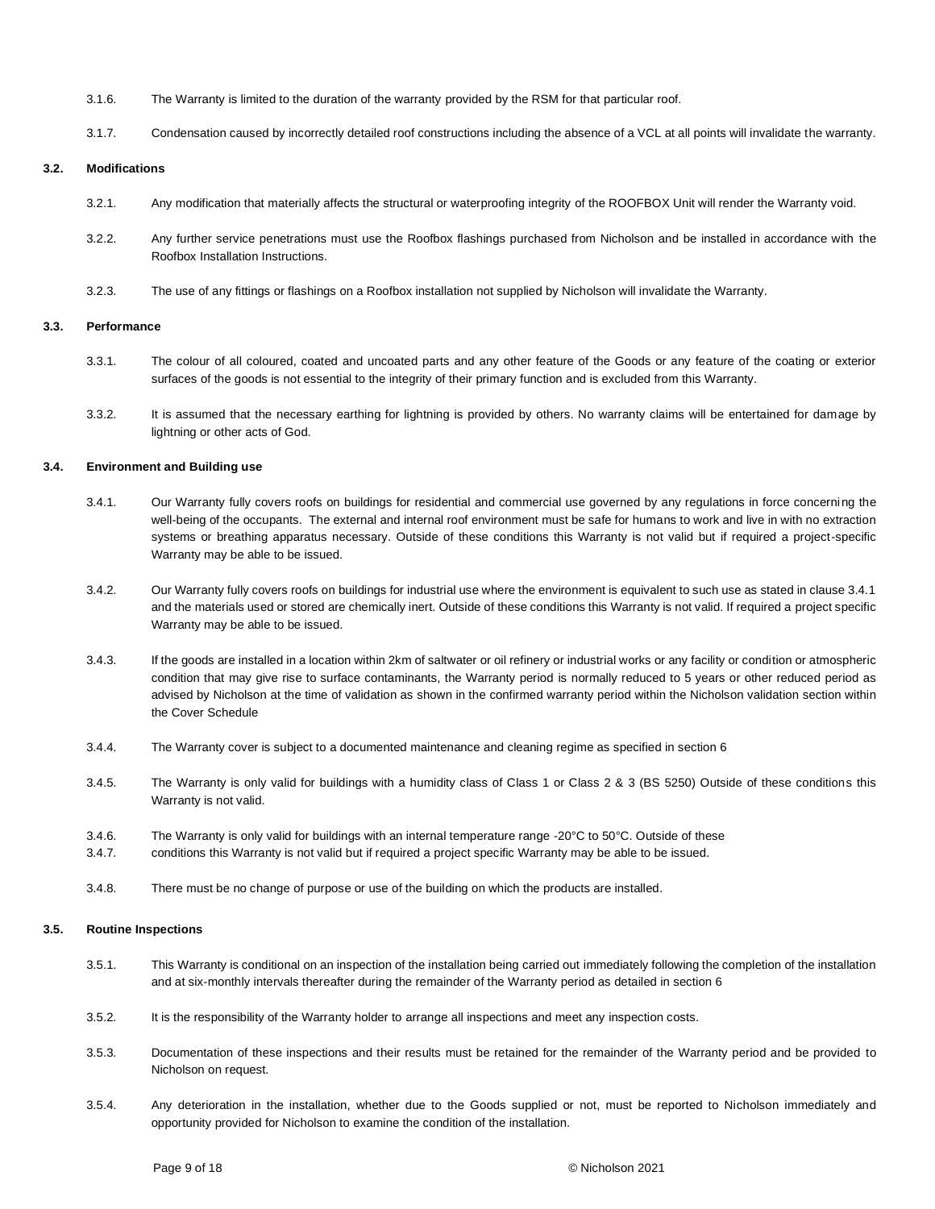3.1.6. The Warranty is limited to the duration of the warranty provided by the RSM for that particular roof.

3.1.7. Condensation caused by incorrectly detailed roof constructions including the absence of a VCL at all points will invalidate the warranty.

### 3.2. Modifications

3.2.1. Any modification that materially affects the structural or waterproofing integrity of the ROOFBOX Unit will render the Warranty void.

3.2.2. Any further service penetrations must use the Roofbox flashings purchased from Nicholson and be installed in accordance with the Roofbox Installation Instructions.

3.2.3. The use of any fittings or flashings on a Roofbox installation not supplied by Nicholson will invalidate the Warranty.

### 3.3. Performance

3.3.1. The colour of all coloured, coated and uncoated parts and any other feature of the Goods or any feature of the coating or exterior surfaces of the goods is not essential to the integrity of their primary function and is excluded from this Warranty.

3.3.2. It is assumed that the necessary earthing for lightning is provided by others. No warranty claims will be entertained for damage by lightning or other acts of God.

### 3.4. Environment and Building use

3.4.1. Our Warranty fully covers roofs on buildings for residential and commercial use governed by any regulations in force concerning the well-being of the occupants. The external and internal roof environment must be safe for humans to work and live in with no extraction systems or breathing apparatus necessary. Outside of these conditions this Warranty is not valid but if required a project-specific Warranty may be able to be issued.

3.4.2. Our Warranty fully covers roofs on buildings for industrial use where the environment is equivalent to such use as stated in clause 3.4.1 and the materials used or stored are chemically inert. Outside of these conditions this Warranty is not valid. If required a project specific Warranty may be able to be issued.

3.4.3. If the goods are installed in a location within 2km of saltwater or oil refinery or industrial works or any facility or condition or atmospheric condition that may give rise to surface contaminants, the Warranty period is normally reduced to 5 years or other reduced period as advised by Nicholson at the time of validation as shown in the confirmed warranty period within the Nicholson validation section within the Cover Schedule

3.4.4. The Warranty cover is subject to a documented maintenance and cleaning regime as specified in section 6

3.4.5. The Warranty is only valid for buildings with a humidity class of Class 1 or Class 2 & 3 (BS 5250) Outside of these conditions this Warranty is not valid.

3.4.6. The Warranty is only valid for buildings with an internal temperature range -20°C to 50°C. Outside of these

3.4.7. conditions this Warranty is not valid but if required a project specific Warranty may be able to be issued.

3.4.8. There must be no change of purpose or use of the building on which the products are installed.

### 3.5. Routine Inspections

3.5.1. This Warranty is conditional on an inspection of the installation being carried out immediately following the completion of the installation and at six-monthly intervals thereafter during the remainder of the Warranty period as detailed in section 6

3.5.2. It is the responsibility of the Warranty holder to arrange all inspections and meet any inspection costs.

3.5.3. Documentation of these inspections and their results must be retained for the remainder of the Warranty period and be provided to Nicholson on request.

3.5.4. Any deterioration in the installation, whether due to the Goods supplied or not, must be reported to Nicholson immediately and opportunity provided for Nicholson to examine the condition of the installation.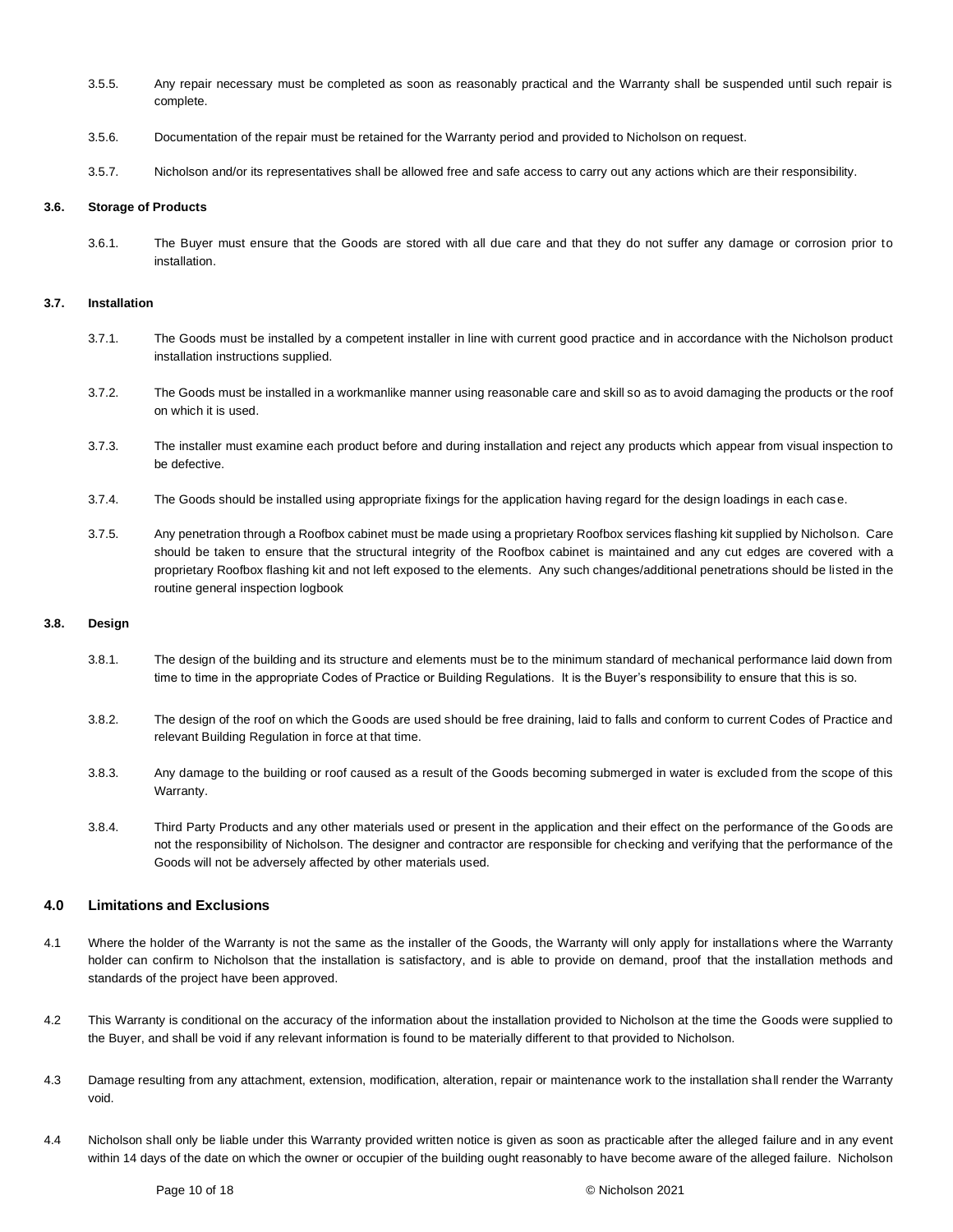3.5.5. Any repair necessary must be completed as soon as reasonably practical and the Warranty shall be suspended until such repair is complete.

3.5.6. Documentation of the repair must be retained for the Warranty period and provided to Nicholson on request.

3.5.7. Nicholson and/or its representatives shall be allowed free and safe access to carry out any actions which are their responsibility.

**3.6. Storage of Products**

3.6.1. The Buyer must ensure that the Goods are stored with all due care and that they do not suffer any damage or corrosion prior to installation.

**3.7. Installation**

3.7.1. The Goods must be installed by a competent installer in line with current good practice and in accordance with the Nicholson product installation instructions supplied.

3.7.2. The Goods must be installed in a workmanlike manner using reasonable care and skill so as to avoid damaging the products or the roof on which it is used.

3.7.3. The installer must examine each product before and during installation and reject any products which appear from visual inspection to be defective.

3.7.4. The Goods should be installed using appropriate fixings for the application having regard for the design loadings in each case.

3.7.5. Any penetration through a Roofbox cabinet must be made using a proprietary Roofbox services flashing kit supplied by Nicholson. Care should be taken to ensure that the structural integrity of the Roofbox cabinet is maintained and any cut edges are covered with a proprietary Roofbox flashing kit and not left exposed to the elements. Any such changes/additional penetrations should be listed in the routine general inspection logbook

**3.8. Design**

3.8.1. The design of the building and its structure and elements must be to the minimum standard of mechanical performance laid down from time to time in the appropriate Codes of Practice or Building Regulations. It is the Buyer's responsibility to ensure that this is so.

3.8.2. The design of the roof on which the Goods are used should be free draining, laid to falls and conform to current Codes of Practice and relevant Building Regulation in force at that time.

3.8.3. Any damage to the building or roof caused as a result of the Goods becoming submerged in water is excluded from the scope of this Warranty.

3.8.4. Third Party Products and any other materials used or present in the application and their effect on the performance of the Goods are not the responsibility of Nicholson. The designer and contractor are responsible for checking and verifying that the performance of the Goods will not be adversely affected by other materials used.

## 4.0 Limitations and Exclusions

4.1 Where the holder of the Warranty is not the same as the installer of the Goods, the Warranty will only apply for installations where the Warranty holder can confirm to Nicholson that the installation is satisfactory, and is able to provide on demand, proof that the installation methods and standards of the project have been approved.

4.2 This Warranty is conditional on the accuracy of the information about the installation provided to Nicholson at the time the Goods were supplied to the Buyer, and shall be void if any relevant information is found to be materially different to that provided to Nicholson.

4.3 Damage resulting from any attachment, extension, modification, alteration, repair or maintenance work to the installation shall render the Warranty void.

4.4 Nicholson shall only be liable under this Warranty provided written notice is given as soon as practicable after the alleged failure and in any event within 14 days of the date on which the owner or occupier of the building ought reasonably to have become aware of the alleged failure. Nicholson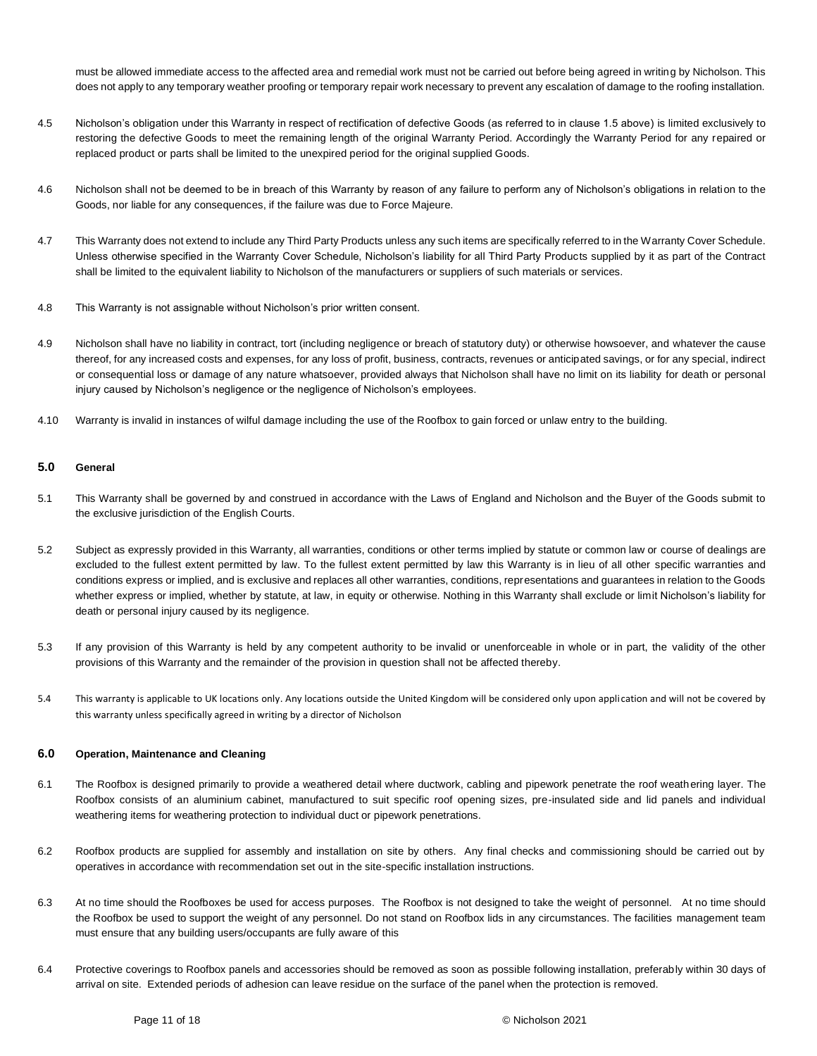must be allowed immediate access to the affected area and remedial work must not be carried out before being agreed in writing by Nicholson. This does not apply to any temporary weather proofing or temporary repair work necessary to prevent any escalation of damage to the roofing installation.

4.5 Nicholson's obligation under this Warranty in respect of rectification of defective Goods (as referred to in clause 1.5 above) is limited exclusively to restoring the defective Goods to meet the remaining length of the original Warranty Period. Accordingly the Warranty Period for any repaired or replaced product or parts shall be limited to the unexpired period for the original supplied Goods.

4.6 Nicholson shall not be deemed to be in breach of this Warranty by reason of any failure to perform any of Nicholson's obligations in relation to the Goods, nor liable for any consequences, if the failure was due to Force Majeure.

4.7 This Warranty does not extend to include any Third Party Products unless any such items are specifically referred to in the Warranty Cover Schedule. Unless otherwise specified in the Warranty Cover Schedule, Nicholson's liability for all Third Party Products supplied by it as part of the Contract shall be limited to the equivalent liability to Nicholson of the manufacturers or suppliers of such materials or services.

4.8 This Warranty is not assignable without Nicholson's prior written consent.

4.9 Nicholson shall have no liability in contract, tort (including negligence or breach of statutory duty) or otherwise howsoever, and whatever the cause thereof, for any increased costs and expenses, for any loss of profit, business, contracts, revenues or anticipated savings, or for any special, indirect or consequential loss or damage of any nature whatsoever, provided always that Nicholson shall have no limit on its liability for death or personal injury caused by Nicholson's negligence or the negligence of Nicholson's employees.

4.10 Warranty is invalid in instances of wilful damage including the use of the Roofbox to gain forced or unlaw entry to the building.

## 5.0 General

5.1 This Warranty shall be governed by and construed in accordance with the Laws of England and Nicholson and the Buyer of the Goods submit to the exclusive jurisdiction of the English Courts.

5.2 Subject as expressly provided in this Warranty, all warranties, conditions or other terms implied by statute or common law or course of dealings are excluded to the fullest extent permitted by law. To the fullest extent permitted by law this Warranty is in lieu of all other specific warranties and conditions express or implied, and is exclusive and replaces all other warranties, conditions, representations and guarantees in relation to the Goods whether express or implied, whether by statute, at law, in equity or otherwise. Nothing in this Warranty shall exclude or limit Nicholson's liability for death or personal injury caused by its negligence.

5.3 If any provision of this Warranty is held by any competent authority to be invalid or unenforceable in whole or in part, the validity of the other provisions of this Warranty and the remainder of the provision in question shall not be affected thereby.

5.4 This warranty is applicable to UK locations only. Any locations outside the United Kingdom will be considered only upon application and will not be covered by this warranty unless specifically agreed in writing by a director of Nicholson

## 6.0 Operation, Maintenance and Cleaning

6.1 The Roofbox is designed primarily to provide a weathered detail where ductwork, cabling and pipework penetrate the roof weathering layer. The Roofbox consists of an aluminium cabinet, manufactured to suit specific roof opening sizes, pre-insulated side and lid panels and individual weathering items for weathering protection to individual duct or pipework penetrations.

6.2 Roofbox products are supplied for assembly and installation on site by others. Any final checks and commissioning should be carried out by operatives in accordance with recommendation set out in the site-specific installation instructions.

6.3 At no time should the Roofboxes be used for access purposes. The Roofbox is not designed to take the weight of personnel. At no time should the Roofbox be used to support the weight of any personnel. Do not stand on Roofbox lids in any circumstances. The facilities management team must ensure that any building users/occupants are fully aware of this

6.4 Protective coverings to Roofbox panels and accessories should be removed as soon as possible following installation, preferably within 30 days of arrival on site. Extended periods of adhesion can leave residue on the surface of the panel when the protection is removed.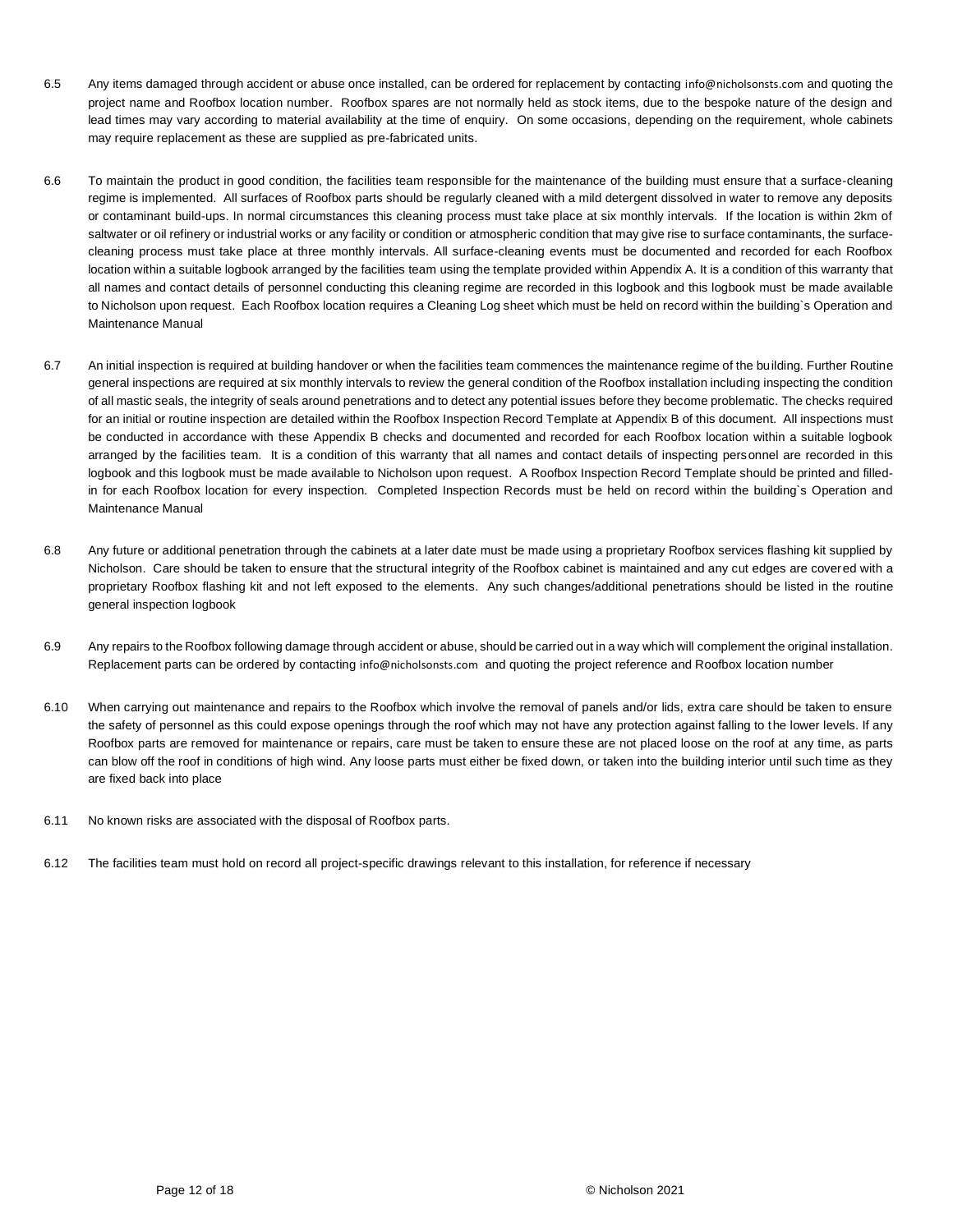6.5 Any items damaged through accident or abuse once installed, can be ordered for replacement by contacting info@nicholsonsts.com and quoting the project name and Roofbox location number. Roofbox spares are not normally held as stock items, due to the bespoke nature of the design and lead times may vary according to material availability at the time of enquiry. On some occasions, depending on the requirement, whole cabinets may require replacement as these are supplied as pre-fabricated units.

6.6 To maintain the product in good condition, the facilities team responsible for the maintenance of the building must ensure that a surface-cleaning regime is implemented. All surfaces of Roofbox parts should be regularly cleaned with a mild detergent dissolved in water to remove any deposits or contaminant build-ups. In normal circumstances this cleaning process must take place at six monthly intervals. If the location is within 2km of saltwater or oil refinery or industrial works or any facility or condition or atmospheric condition that may give rise to surface contaminants, the surface-cleaning process must take place at three monthly intervals. All surface-cleaning events must be documented and recorded for each Roofbox location within a suitable logbook arranged by the facilities team using the template provided within Appendix A. It is a condition of this warranty that all names and contact details of personnel conducting this cleaning regime are recorded in this logbook and this logbook must be made available to Nicholson upon request. Each Roofbox location requires a Cleaning Log sheet which must be held on record within the building`s Operation and Maintenance Manual

6.7 An initial inspection is required at building handover or when the facilities team commences the maintenance regime of the building. Further Routine general inspections are required at six monthly intervals to review the general condition of the Roofbox installation including inspecting the condition of all mastic seals, the integrity of seals around penetrations and to detect any potential issues before they become problematic. The checks required for an initial or routine inspection are detailed within the Roofbox Inspection Record Template at Appendix B of this document. All inspections must be conducted in accordance with these Appendix B checks and documented and recorded for each Roofbox location within a suitable logbook arranged by the facilities team. It is a condition of this warranty that all names and contact details of inspecting personnel are recorded in this logbook and this logbook must be made available to Nicholson upon request. A Roofbox Inspection Record Template should be printed and filled-in for each Roofbox location for every inspection. Completed Inspection Records must be held on record within the building`s Operation and Maintenance Manual

6.8 Any future or additional penetration through the cabinets at a later date must be made using a proprietary Roofbox services flashing kit supplied by Nicholson. Care should be taken to ensure that the structural integrity of the Roofbox cabinet is maintained and any cut edges are covered with a proprietary Roofbox flashing kit and not left exposed to the elements. Any such changes/additional penetrations should be listed in the routine general inspection logbook

6.9 Any repairs to the Roofbox following damage through accident or abuse, should be carried out in a way which will complement the original installation. Replacement parts can be ordered by contacting info@nicholsonsts.com and quoting the project reference and Roofbox location number

6.10 When carrying out maintenance and repairs to the Roofbox which involve the removal of panels and/or lids, extra care should be taken to ensure the safety of personnel as this could expose openings through the roof which may not have any protection against falling to the lower levels. If any Roofbox parts are removed for maintenance or repairs, care must be taken to ensure these are not placed loose on the roof at any time, as parts can blow off the roof in conditions of high wind. Any loose parts must either be fixed down, or taken into the building interior until such time as they are fixed back into place

6.11 No known risks are associated with the disposal of Roofbox parts.

6.12 The facilities team must hold on record all project-specific drawings relevant to this installation, for reference if necessary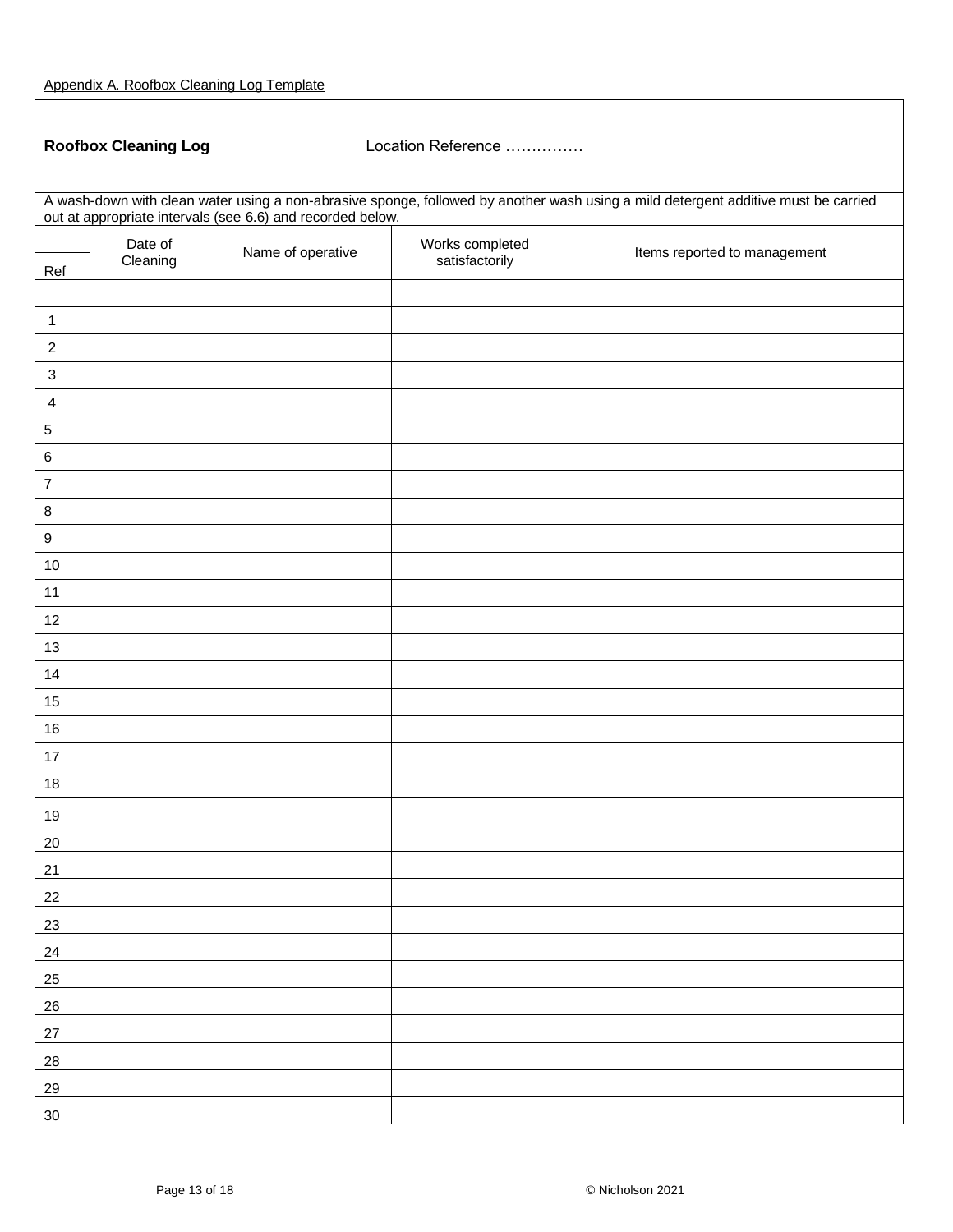Appendix A. Roofbox Cleaning Log Template

**Roofbox Cleaning Log** Location Reference ……………

A wash-down with clean water using a non-abrasive sponge, followed by another wash using a mild detergent additive must be carried out at appropriate intervals (see 6.6) and recorded below.

| Ref | Date of Cleaning | Name of operative | Works completed satisfactorily | Items reported to management |
|---|---|---|---|---|
| | | | | |
| 1 | | | | |
| 2 | | | | |
| 3 | | | | |
| 4 | | | | |
| 5 | | | | |
| 6 | | | | |
| 7 | | | | |
| 8 | | | | |
| 9 | | | | |
| 10 | | | | |
| 11 | | | | |
| 12 | | | | |
| 13 | | | | |
| 14 | | | | |
| 15 | | | | |
| 16 | | | | |
| 17 | | | | |
| 18 | | | | |
| 19 | | | | |
| 20 | | | | |
| 21 | | | | |
| 22 | | | | |
| 23 | | | | |
| 24 | | | | |
| 25 | | | | |
| 26 | | | | |
| 27 | | | | |
| 28 | | | | |
| 29 | | | | |
| 30 | | | | |

© Nicholson 2021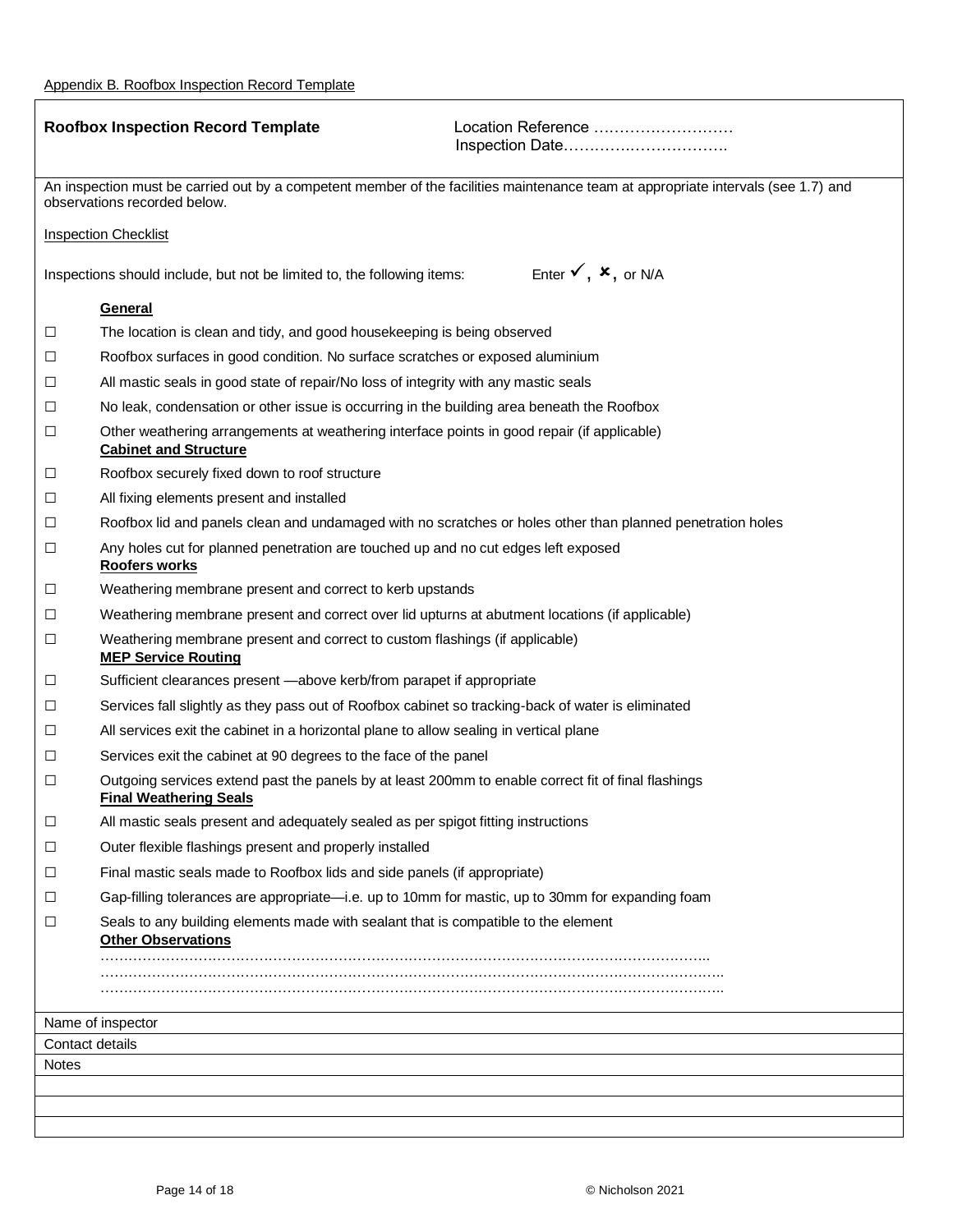Appendix B. Roofbox Inspection Record Template

**Roofbox Inspection Record Template**

Location Reference ………………………

Inspection Date………………………….

An inspection must be carried out by a competent member of the facilities maintenance team at appropriate intervals (see 1.7) and observations recorded below.

Inspection Checklist

Inspections should include, but not be limited to, the following items: Enter ✓, ✗, or N/A

**General**

- ☐ The location is clean and tidy, and good housekeeping is being observed
- ☐ Roofbox surfaces in good condition. No surface scratches or exposed aluminium
- ☐ All mastic seals in good state of repair/No loss of integrity with any mastic seals
- ☐ No leak, condensation or other issue is occurring in the building area beneath the Roofbox
- ☐ Other weathering arrangements at weathering interface points in good repair (if applicable)

**Cabinet and Structure**

- ☐ Roofbox securely fixed down to roof structure
- ☐ All fixing elements present and installed
- ☐ Roofbox lid and panels clean and undamaged with no scratches or holes other than planned penetration holes
- ☐ Any holes cut for planned penetration are touched up and no cut edges left exposed

**Roofers works**

- ☐ Weathering membrane present and correct to kerb upstands
- ☐ Weathering membrane present and correct over lid upturns at abutment locations (if applicable)
- ☐ Weathering membrane present and correct to custom flashings (if applicable)

**MEP Service Routing**

- ☐ Sufficient clearances present —above kerb/from parapet if appropriate
- ☐ Services fall slightly as they pass out of Roofbox cabinet so tracking-back of water is eliminated
- ☐ All services exit the cabinet in a horizontal plane to allow sealing in vertical plane
- ☐ Services exit the cabinet at 90 degrees to the face of the panel
- ☐ Outgoing services extend past the panels by at least 200mm to enable correct fit of final flashings

**Final Weathering Seals**

- ☐ All mastic seals present and adequately sealed as per spigot fitting instructions
- ☐ Outer flexible flashings present and properly installed
- ☐ Final mastic seals made to Roofbox lids and side panels (if appropriate)
- ☐ Gap-filling tolerances are appropriate—i.e. up to 10mm for mastic, up to 30mm for expanding foam
- ☐ Seals to any building elements made with sealant that is compatible to the element

**Other Observations**

……………………………………………………………………………………………………………

……………………………………………………………………………………………………………

……………………………………………………………………………………………………………

| Name of inspector |
|---|
| Contact details |
| Notes |
| |
| |
| |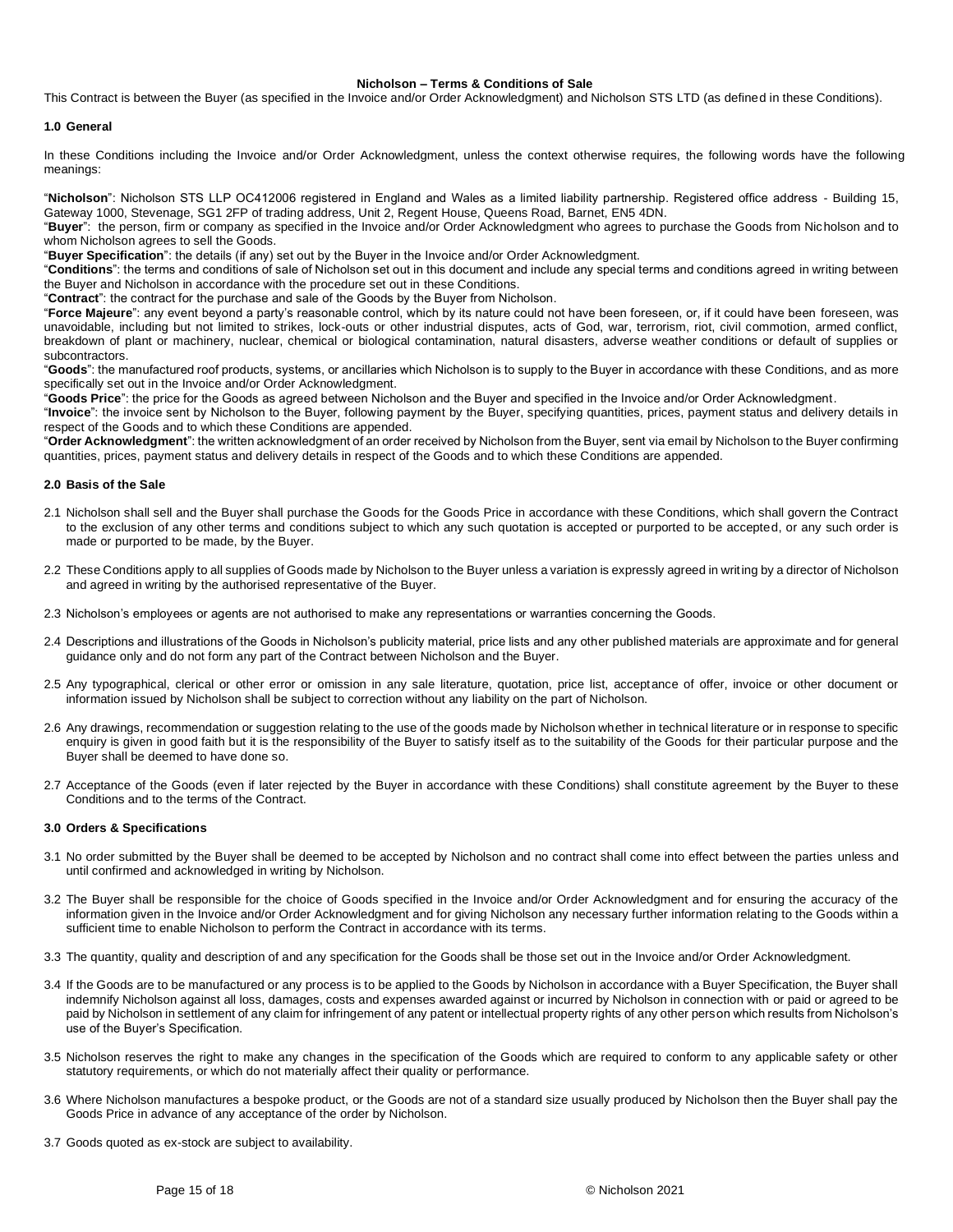# Nicholson – Terms & Conditions of Sale

This Contract is between the Buyer (as specified in the Invoice and/or Order Acknowledgment) and Nicholson STS LTD (as defined in these Conditions).

## 1.0 General

In these Conditions including the Invoice and/or Order Acknowledgment, unless the context otherwise requires, the following words have the following meanings:

"**Nicholson**": Nicholson STS LLP OC412006 registered in England and Wales as a limited liability partnership. Registered office address - Building 15, Gateway 1000, Stevenage, SG1 2FP of trading address, Unit 2, Regent House, Queens Road, Barnet, EN5 4DN.

"**Buyer**": the person, firm or company as specified in the Invoice and/or Order Acknowledgment who agrees to purchase the Goods from Nicholson and to whom Nicholson agrees to sell the Goods.

"**Buyer Specification**": the details (if any) set out by the Buyer in the Invoice and/or Order Acknowledgment.

"**Conditions**": the terms and conditions of sale of Nicholson set out in this document and include any special terms and conditions agreed in writing between the Buyer and Nicholson in accordance with the procedure set out in these Conditions.

"**Contract**": the contract for the purchase and sale of the Goods by the Buyer from Nicholson.

"**Force Majeure**": any event beyond a party's reasonable control, which by its nature could not have been foreseen, or, if it could have been foreseen, was unavoidable, including but not limited to strikes, lock-outs or other industrial disputes, acts of God, war, terrorism, riot, civil commotion, armed conflict, breakdown of plant or machinery, nuclear, chemical or biological contamination, natural disasters, adverse weather conditions or default of supplies or subcontractors.

"**Goods**": the manufactured roof products, systems, or ancillaries which Nicholson is to supply to the Buyer in accordance with these Conditions, and as more specifically set out in the Invoice and/or Order Acknowledgment.

"**Goods Price**": the price for the Goods as agreed between Nicholson and the Buyer and specified in the Invoice and/or Order Acknowledgment.

"**Invoice**": the invoice sent by Nicholson to the Buyer, following payment by the Buyer, specifying quantities, prices, payment status and delivery details in respect of the Goods and to which these Conditions are appended.

"**Order Acknowledgment**": the written acknowledgment of an order received by Nicholson from the Buyer, sent via email by Nicholson to the Buyer confirming quantities, prices, payment status and delivery details in respect of the Goods and to which these Conditions are appended.

## 2.0 Basis of the Sale

2.1 Nicholson shall sell and the Buyer shall purchase the Goods for the Goods Price in accordance with these Conditions, which shall govern the Contract to the exclusion of any other terms and conditions subject to which any such quotation is accepted or purported to be accepted, or any such order is made or purported to be made, by the Buyer.

2.2 These Conditions apply to all supplies of Goods made by Nicholson to the Buyer unless a variation is expressly agreed in writing by a director of Nicholson and agreed in writing by the authorised representative of the Buyer.

2.3 Nicholson's employees or agents are not authorised to make any representations or warranties concerning the Goods.

2.4 Descriptions and illustrations of the Goods in Nicholson's publicity material, price lists and any other published materials are approximate and for general guidance only and do not form any part of the Contract between Nicholson and the Buyer.

2.5 Any typographical, clerical or other error or omission in any sale literature, quotation, price list, acceptance of offer, invoice or other document or information issued by Nicholson shall be subject to correction without any liability on the part of Nicholson.

2.6 Any drawings, recommendation or suggestion relating to the use of the goods made by Nicholson whether in technical literature or in response to specific enquiry is given in good faith but it is the responsibility of the Buyer to satisfy itself as to the suitability of the Goods for their particular purpose and the Buyer shall be deemed to have done so.

2.7 Acceptance of the Goods (even if later rejected by the Buyer in accordance with these Conditions) shall constitute agreement by the Buyer to these Conditions and to the terms of the Contract.

## 3.0 Orders & Specifications

3.1 No order submitted by the Buyer shall be deemed to be accepted by Nicholson and no contract shall come into effect between the parties unless and until confirmed and acknowledged in writing by Nicholson.

3.2 The Buyer shall be responsible for the choice of Goods specified in the Invoice and/or Order Acknowledgment and for ensuring the accuracy of the information given in the Invoice and/or Order Acknowledgment and for giving Nicholson any necessary further information relating to the Goods within a sufficient time to enable Nicholson to perform the Contract in accordance with its terms.

3.3 The quantity, quality and description of and any specification for the Goods shall be those set out in the Invoice and/or Order Acknowledgment.

3.4 If the Goods are to be manufactured or any process is to be applied to the Goods by Nicholson in accordance with a Buyer Specification, the Buyer shall indemnify Nicholson against all loss, damages, costs and expenses awarded against or incurred by Nicholson in connection with or paid or agreed to be paid by Nicholson in settlement of any claim for infringement of any patent or intellectual property rights of any other person which results from Nicholson's use of the Buyer's Specification.

3.5 Nicholson reserves the right to make any changes in the specification of the Goods which are required to conform to any applicable safety or other statutory requirements, or which do not materially affect their quality or performance.

3.6 Where Nicholson manufactures a bespoke product, or the Goods are not of a standard size usually produced by Nicholson then the Buyer shall pay the Goods Price in advance of any acceptance of the order by Nicholson.

3.7 Goods quoted as ex-stock are subject to availability.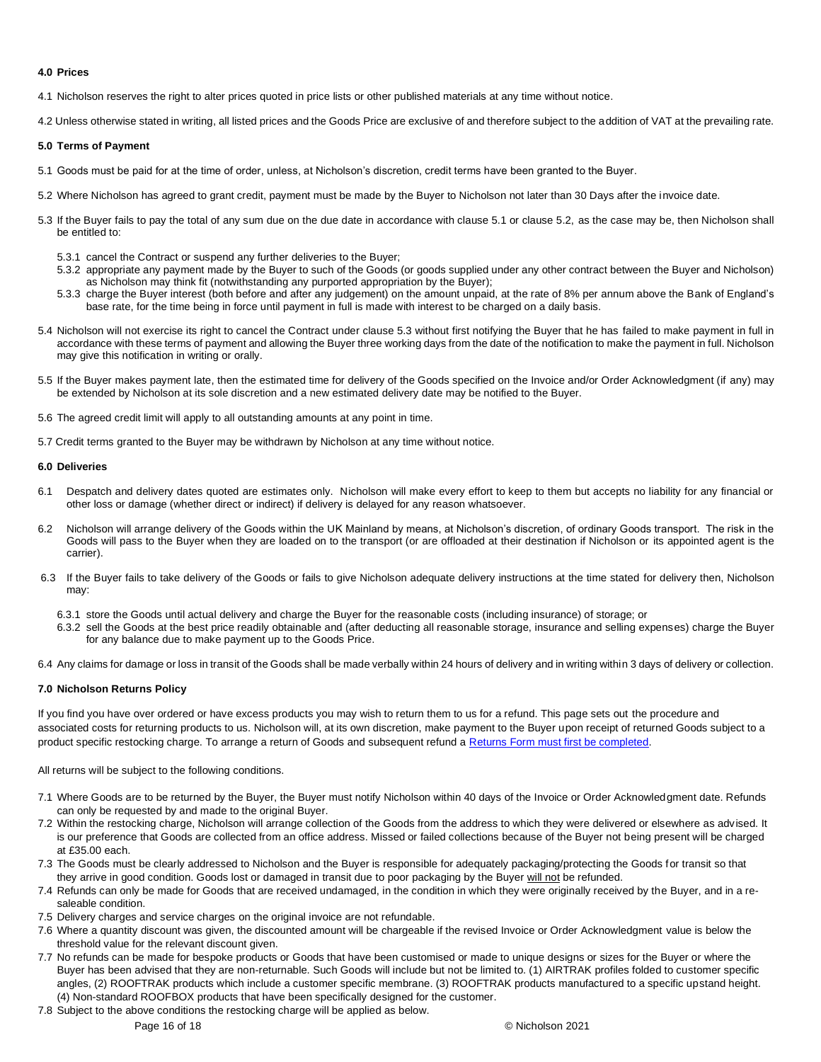#### 4.0 Prices

4.1 Nicholson reserves the right to alter prices quoted in price lists or other published materials at any time without notice.

4.2 Unless otherwise stated in writing, all listed prices and the Goods Price are exclusive of and therefore subject to the addition of VAT at the prevailing rate.

#### 5.0 Terms of Payment

5.1 Goods must be paid for at the time of order, unless, at Nicholson's discretion, credit terms have been granted to the Buyer.

5.2 Where Nicholson has agreed to grant credit, payment must be made by the Buyer to Nicholson not later than 30 Days after the invoice date.

5.3 If the Buyer fails to pay the total of any sum due on the due date in accordance with clause 5.1 or clause 5.2, as the case may be, then Nicholson shall be entitled to:

- 5.3.1 cancel the Contract or suspend any further deliveries to the Buyer;
- 5.3.2 appropriate any payment made by the Buyer to such of the Goods (or goods supplied under any other contract between the Buyer and Nicholson) as Nicholson may think fit (notwithstanding any purported appropriation by the Buyer);
- 5.3.3 charge the Buyer interest (both before and after any judgement) on the amount unpaid, at the rate of 8% per annum above the Bank of England's base rate, for the time being in force until payment in full is made with interest to be charged on a daily basis.

5.4 Nicholson will not exercise its right to cancel the Contract under clause 5.3 without first notifying the Buyer that he has failed to make payment in full in accordance with these terms of payment and allowing the Buyer three working days from the date of the notification to make the payment in full. Nicholson may give this notification in writing or orally.

5.5 If the Buyer makes payment late, then the estimated time for delivery of the Goods specified on the Invoice and/or Order Acknowledgment (if any) may be extended by Nicholson at its sole discretion and a new estimated delivery date may be notified to the Buyer.

5.6 The agreed credit limit will apply to all outstanding amounts at any point in time.

5.7 Credit terms granted to the Buyer may be withdrawn by Nicholson at any time without notice.

#### 6.0 Deliveries

6.1 Despatch and delivery dates quoted are estimates only. Nicholson will make every effort to keep to them but accepts no liability for any financial or other loss or damage (whether direct or indirect) if delivery is delayed for any reason whatsoever.

6.2 Nicholson will arrange delivery of the Goods within the UK Mainland by means, at Nicholson's discretion, of ordinary Goods transport. The risk in the Goods will pass to the Buyer when they are loaded on to the transport (or are offloaded at their destination if Nicholson or its appointed agent is the carrier).

6.3 If the Buyer fails to take delivery of the Goods or fails to give Nicholson adequate delivery instructions at the time stated for delivery then, Nicholson may:

- 6.3.1 store the Goods until actual delivery and charge the Buyer for the reasonable costs (including insurance) of storage; or
- 6.3.2 sell the Goods at the best price readily obtainable and (after deducting all reasonable storage, insurance and selling expenses) charge the Buyer for any balance due to make payment up to the Goods Price.

6.4 Any claims for damage or loss in transit of the Goods shall be made verbally within 24 hours of delivery and in writing within 3 days of delivery or collection.

#### 7.0 Nicholson Returns Policy

If you find you have over ordered or have excess products you may wish to return them to us for a refund. This page sets out the procedure and associated costs for returning products to us. Nicholson will, at its own discretion, make payment to the Buyer upon receipt of returned Goods subject to a product specific restocking charge. To arrange a return of Goods and subsequent refund a Returns Form must first be completed.

All returns will be subject to the following conditions.

7.1 Where Goods are to be returned by the Buyer, the Buyer must notify Nicholson within 40 days of the Invoice or Order Acknowledgment date. Refunds can only be requested by and made to the original Buyer.

7.2 Within the restocking charge, Nicholson will arrange collection of the Goods from the address to which they were delivered or elsewhere as advised. It is our preference that Goods are collected from an office address. Missed or failed collections because of the Buyer not being present will be charged at £35.00 each.

7.3 The Goods must be clearly addressed to Nicholson and the Buyer is responsible for adequately packaging/protecting the Goods for transit so that they arrive in good condition. Goods lost or damaged in transit due to poor packaging by the Buyer will not be refunded.

7.4 Refunds can only be made for Goods that are received undamaged, in the condition in which they were originally received by the Buyer, and in a re-saleable condition.

7.5 Delivery charges and service charges on the original invoice are not refundable.

7.6 Where a quantity discount was given, the discounted amount will be chargeable if the revised Invoice or Order Acknowledgment value is below the threshold value for the relevant discount given.

7.7 No refunds can be made for bespoke products or Goods that have been customised or made to unique designs or sizes for the Buyer or where the Buyer has been advised that they are non-returnable. Such Goods will include but not be limited to. (1) AIRTRAK profiles folded to customer specific angles, (2) ROOFTRAK products which include a customer specific membrane. (3) ROOFTRAK products manufactured to a specific upstand height. (4) Non-standard ROOFBOX products that have been specifically designed for the customer.

7.8 Subject to the above conditions the restocking charge will be applied as below.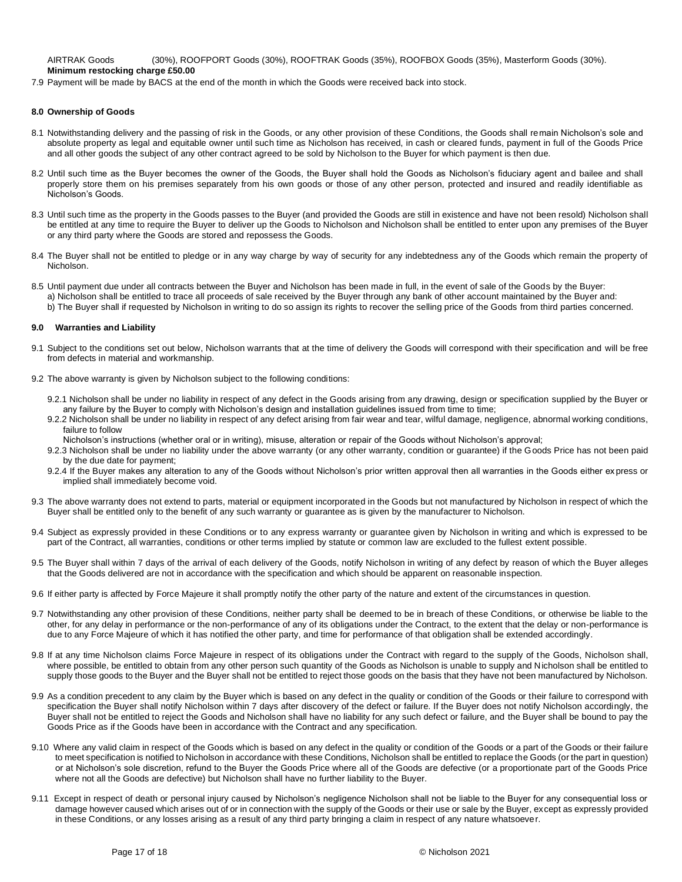AIRTRAK Goods (30%), ROOFPORT Goods (30%), ROOFTRAK Goods (35%), ROOFBOX Goods (35%), Masterform Goods (30%).
**Minimum restocking charge £50.00**

7.9 Payment will be made by BACS at the end of the month in which the Goods were received back into stock.

#### 8.0 Ownership of Goods

8.1 Notwithstanding delivery and the passing of risk in the Goods, or any other provision of these Conditions, the Goods shall remain Nicholson's sole and absolute property as legal and equitable owner until such time as Nicholson has received, in cash or cleared funds, payment in full of the Goods Price and all other goods the subject of any other contract agreed to be sold by Nicholson to the Buyer for which payment is then due.

8.2 Until such time as the Buyer becomes the owner of the Goods, the Buyer shall hold the Goods as Nicholson's fiduciary agent and bailee and shall properly store them on his premises separately from his own goods or those of any other person, protected and insured and readily identifiable as Nicholson's Goods.

8.3 Until such time as the property in the Goods passes to the Buyer (and provided the Goods are still in existence and have not been resold) Nicholson shall be entitled at any time to require the Buyer to deliver up the Goods to Nicholson and Nicholson shall be entitled to enter upon any premises of the Buyer or any third party where the Goods are stored and repossess the Goods.

8.4 The Buyer shall not be entitled to pledge or in any way charge by way of security for any indebtedness any of the Goods which remain the property of Nicholson.

8.5 Until payment due under all contracts between the Buyer and Nicholson has been made in full, in the event of sale of the Goods by the Buyer:
a) Nicholson shall be entitled to trace all proceeds of sale received by the Buyer through any bank of other account maintained by the Buyer and:
b) The Buyer shall if requested by Nicholson in writing to do so assign its rights to recover the selling price of the Goods from third parties concerned.

#### 9.0 Warranties and Liability

9.1 Subject to the conditions set out below, Nicholson warrants that at the time of delivery the Goods will correspond with their specification and will be free from defects in material and workmanship.

9.2 The above warranty is given by Nicholson subject to the following conditions:

9.2.1 Nicholson shall be under no liability in respect of any defect in the Goods arising from any drawing, design or specification supplied by the Buyer or any failure by the Buyer to comply with Nicholson's design and installation guidelines issued from time to time;
9.2.2 Nicholson shall be under no liability in respect of any defect arising from fair wear and tear, wilful damage, negligence, abnormal working conditions, failure to follow
Nicholson's instructions (whether oral or in writing), misuse, alteration or repair of the Goods without Nicholson's approval;
9.2.3 Nicholson shall be under no liability under the above warranty (or any other warranty, condition or guarantee) if the Goods Price has not been paid by the due date for payment;
9.2.4 If the Buyer makes any alteration to any of the Goods without Nicholson's prior written approval then all warranties in the Goods either express or implied shall immediately become void.

9.3 The above warranty does not extend to parts, material or equipment incorporated in the Goods but not manufactured by Nicholson in respect of which the Buyer shall be entitled only to the benefit of any such warranty or guarantee as is given by the manufacturer to Nicholson.

9.4 Subject as expressly provided in these Conditions or to any express warranty or guarantee given by Nicholson in writing and which is expressed to be part of the Contract, all warranties, conditions or other terms implied by statute or common law are excluded to the fullest extent possible.

9.5 The Buyer shall within 7 days of the arrival of each delivery of the Goods, notify Nicholson in writing of any defect by reason of which the Buyer alleges that the Goods delivered are not in accordance with the specification and which should be apparent on reasonable inspection.

9.6 If either party is affected by Force Majeure it shall promptly notify the other party of the nature and extent of the circumstances in question.

9.7 Notwithstanding any other provision of these Conditions, neither party shall be deemed to be in breach of these Conditions, or otherwise be liable to the other, for any delay in performance or the non-performance of any of its obligations under the Contract, to the extent that the delay or non-performance is due to any Force Majeure of which it has notified the other party, and time for performance of that obligation shall be extended accordingly.

9.8 If at any time Nicholson claims Force Majeure in respect of its obligations under the Contract with regard to the supply of the Goods, Nicholson shall, where possible, be entitled to obtain from any other person such quantity of the Goods as Nicholson is unable to supply and Nicholson shall be entitled to supply those goods to the Buyer and the Buyer shall not be entitled to reject those goods on the basis that they have not been manufactured by Nicholson.

9.9 As a condition precedent to any claim by the Buyer which is based on any defect in the quality or condition of the Goods or their failure to correspond with specification the Buyer shall notify Nicholson within 7 days after discovery of the defect or failure. If the Buyer does not notify Nicholson accordingly, the Buyer shall not be entitled to reject the Goods and Nicholson shall have no liability for any such defect or failure, and the Buyer shall be bound to pay the Goods Price as if the Goods have been in accordance with the Contract and any specification.

9.10 Where any valid claim in respect of the Goods which is based on any defect in the quality or condition of the Goods or a part of the Goods or their failure to meet specification is notified to Nicholson in accordance with these Conditions, Nicholson shall be entitled to replace the Goods (or the part in question) or at Nicholson's sole discretion, refund to the Buyer the Goods Price where all of the Goods are defective (or a proportionate part of the Goods Price where not all the Goods are defective) but Nicholson shall have no further liability to the Buyer.

9.11 Except in respect of death or personal injury caused by Nicholson's negligence Nicholson shall not be liable to the Buyer for any consequential loss or damage however caused which arises out of or in connection with the supply of the Goods or their use or sale by the Buyer, except as expressly provided in these Conditions, or any losses arising as a result of any third party bringing a claim in respect of any nature whatsoever.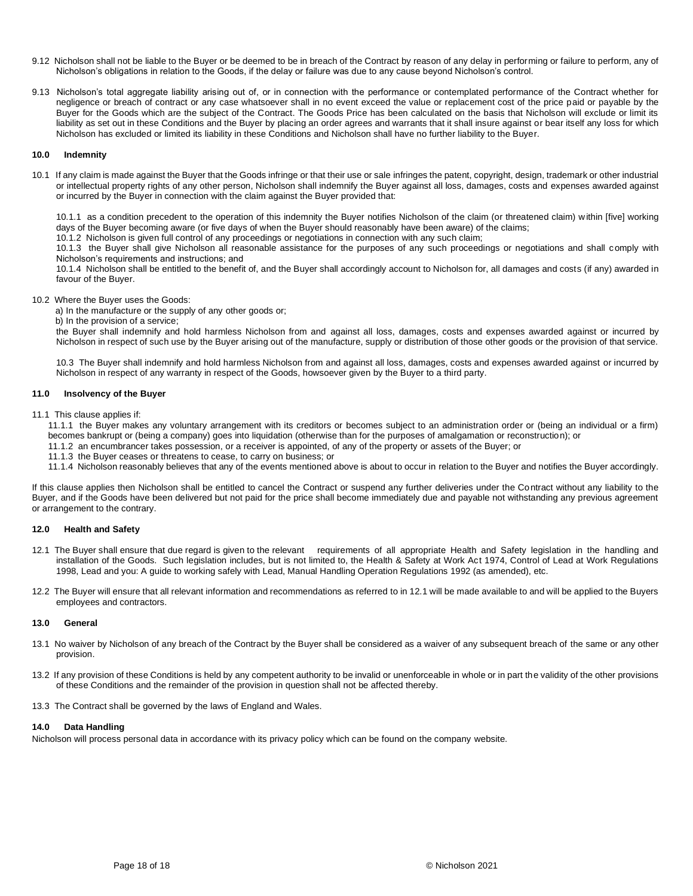9.12 Nicholson shall not be liable to the Buyer or be deemed to be in breach of the Contract by reason of any delay in performing or failure to perform, any of Nicholson's obligations in relation to the Goods, if the delay or failure was due to any cause beyond Nicholson's control.

9.13 Nicholson's total aggregate liability arising out of, or in connection with the performance or contemplated performance of the Contract whether for negligence or breach of contract or any case whatsoever shall in no event exceed the value or replacement cost of the price paid or payable by the Buyer for the Goods which are the subject of the Contract. The Goods Price has been calculated on the basis that Nicholson will exclude or limit its liability as set out in these Conditions and the Buyer by placing an order agrees and warrants that it shall insure against or bear itself any loss for which Nicholson has excluded or limited its liability in these Conditions and Nicholson shall have no further liability to the Buyer.

**10.0 Indemnity**

10.1 If any claim is made against the Buyer that the Goods infringe or that their use or sale infringes the patent, copyright, design, trademark or other industrial or intellectual property rights of any other person, Nicholson shall indemnify the Buyer against all loss, damages, costs and expenses awarded against or incurred by the Buyer in connection with the claim against the Buyer provided that:

10.1.1 as a condition precedent to the operation of this indemnity the Buyer notifies Nicholson of the claim (or threatened claim) within [five] working days of the Buyer becoming aware (or five days of when the Buyer should reasonably have been aware) of the claims;
10.1.2 Nicholson is given full control of any proceedings or negotiations in connection with any such claim;
10.1.3 the Buyer shall give Nicholson all reasonable assistance for the purposes of any such proceedings or negotiations and shall comply with Nicholson's requirements and instructions; and
10.1.4 Nicholson shall be entitled to the benefit of, and the Buyer shall accordingly account to Nicholson for, all damages and costs (if any) awarded in favour of the Buyer.

10.2 Where the Buyer uses the Goods:
a) In the manufacture or the supply of any other goods or;
b) In the provision of a service;
the Buyer shall indemnify and hold harmless Nicholson from and against all loss, damages, costs and expenses awarded against or incurred by Nicholson in respect of such use by the Buyer arising out of the manufacture, supply or distribution of those other goods or the provision of that service.

10.3 The Buyer shall indemnify and hold harmless Nicholson from and against all loss, damages, costs and expenses awarded against or incurred by Nicholson in respect of any warranty in respect of the Goods, howsoever given by the Buyer to a third party.

**11.0 Insolvency of the Buyer**

11.1 This clause applies if:
11.1.1 the Buyer makes any voluntary arrangement with its creditors or becomes subject to an administration order or (being an individual or a firm) becomes bankrupt or (being a company) goes into liquidation (otherwise than for the purposes of amalgamation or reconstruction); or
11.1.2 an encumbrancer takes possession, or a receiver is appointed, of any of the property or assets of the Buyer; or
11.1.3 the Buyer ceases or threatens to cease, to carry on business; or
11.1.4 Nicholson reasonably believes that any of the events mentioned above is about to occur in relation to the Buyer and notifies the Buyer accordingly.

If this clause applies then Nicholson shall be entitled to cancel the Contract or suspend any further deliveries under the Contract without any liability to the Buyer, and if the Goods have been delivered but not paid for the price shall become immediately due and payable not withstanding any previous agreement or arrangement to the contrary.

**12.0 Health and Safety**

12.1 The Buyer shall ensure that due regard is given to the relevant requirements of all appropriate Health and Safety legislation in the handling and installation of the Goods. Such legislation includes, but is not limited to, the Health & Safety at Work Act 1974, Control of Lead at Work Regulations 1998, Lead and you: A guide to working safely with Lead, Manual Handling Operation Regulations 1992 (as amended), etc.

12.2 The Buyer will ensure that all relevant information and recommendations as referred to in 12.1 will be made available to and will be applied to the Buyers employees and contractors.

**13.0 General**

13.1 No waiver by Nicholson of any breach of the Contract by the Buyer shall be considered as a waiver of any subsequent breach of the same or any other provision.

13.2 If any provision of these Conditions is held by any competent authority to be invalid or unenforceable in whole or in part the validity of the other provisions of these Conditions and the remainder of the provision in question shall not be affected thereby.

13.3 The Contract shall be governed by the laws of England and Wales.

**14.0 Data Handling**

Nicholson will process personal data in accordance with its privacy policy which can be found on the company website.